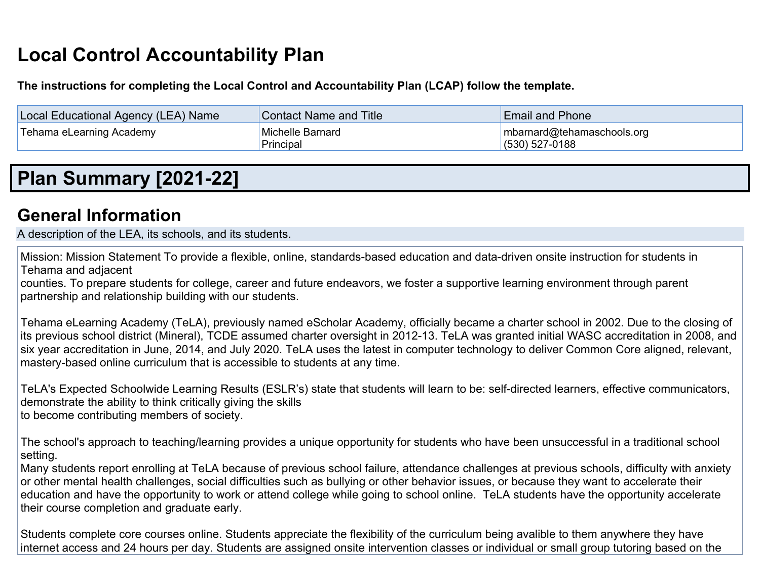# Local Control Accountability Plan

**The instructions for completing the Local Control and Accountability Plan (LCAP) follow the template.**

| Local Educational Agency (LEA) Name | Contact Name and Title | Email and Phone |
| --- | --- | --- |
| Tehama eLearning Academy | Michelle Barnard<br>Principal | mbarnard@tehamaschools.org<br>(530) 527-0188 |

# Plan Summary [2021-22]

## General Information

A description of the LEA, its schools, and its students.

Mission: Mission Statement To provide a flexible, online, standards-based education and data-driven onsite instruction for students in Tehama and adjacent counties. To prepare students for college, career and future endeavors, we foster a supportive learning environment through parent partnership and relationship building with our students.

Tehama eLearning Academy (TeLA), previously named eScholar Academy, officially became a charter school in 2002. Due to the closing of its previous school district (Mineral), TCDE assumed charter oversight in 2012-13. TeLA was granted initial WASC accreditation in 2008, and six year accreditation in June, 2014, and July 2020. TeLA uses the latest in computer technology to deliver Common Core aligned, relevant, mastery-based online curriculum that is accessible to students at any time.

TeLA's Expected Schoolwide Learning Results (ESLR's) state that students will learn to be: self-directed learners, effective communicators, demonstrate the ability to think critically giving the skills to become contributing members of society.

The school's approach to teaching/learning provides a unique opportunity for students who have been unsuccessful in a traditional school setting.
Many students report enrolling at TeLA because of previous school failure, attendance challenges at previous schools, difficulty with anxiety or other mental health challenges, social difficulties such as bullying or other behavior issues, or because they want to accelerate their education and have the opportunity to work or attend college while going to school online. TeLA students have the opportunity accelerate their course completion and graduate early.

Students complete core courses online. Students appreciate the flexibility of the curriculum being avalible to them anywhere they have internet access and 24 hours per day. Students are assigned onsite intervention classes or individual or small group tutoring based on the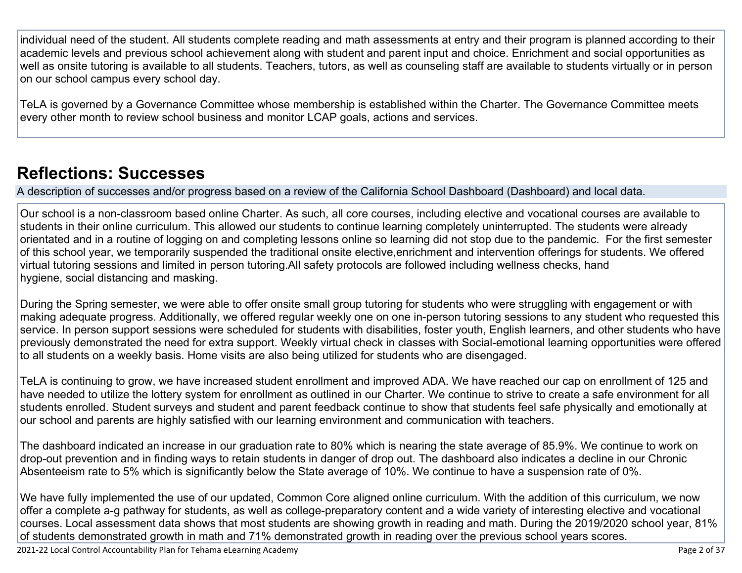individual need of the student. All students complete reading and math assessments at entry and their program is planned according to their academic levels and previous school achievement along with student and parent input and choice. Enrichment and social opportunities as well as onsite tutoring is available to all students. Teachers, tutors, as well as counseling staff are available to students virtually or in person on our school campus every school day.

TeLA is governed by a Governance Committee whose membership is established within the Charter. The Governance Committee meets every other month to review school business and monitor LCAP goals, actions and services.

## Reflections: Successes

A description of successes and/or progress based on a review of the California School Dashboard (Dashboard) and local data.

Our school is a non-classroom based online Charter. As such, all core courses, including elective and vocational courses are available to students in their online curriculum. This allowed our students to continue learning completely uninterrupted. The students were already orientated and in a routine of logging on and completing lessons online so learning did not stop due to the pandemic. For the first semester of this school year, we temporarily suspended the traditional onsite elective,enrichment and intervention offerings for students. We offered virtual tutoring sessions and limited in person tutoring.All safety protocols are followed including wellness checks, hand hygiene, social distancing and masking.

During the Spring semester, we were able to offer onsite small group tutoring for students who were struggling with engagement or with making adequate progress. Additionally, we offered regular weekly one on one in-person tutoring sessions to any student who requested this service. In person support sessions were scheduled for students with disabilities, foster youth, English learners, and other students who have previously demonstrated the need for extra support. Weekly virtual check in classes with Social-emotional learning opportunities were offered to all students on a weekly basis. Home visits are also being utilized for students who are disengaged.

TeLA is continuing to grow, we have increased student enrollment and improved ADA. We have reached our cap on enrollment of 125 and have needed to utilize the lottery system for enrollment as outlined in our Charter. We continue to strive to create a safe environment for all students enrolled. Student surveys and student and parent feedback continue to show that students feel safe physically and emotionally at our school and parents are highly satisfied with our learning environment and communication with teachers.

The dashboard indicated an increase in our graduation rate to 80% which is nearing the state average of 85.9%. We continue to work on drop-out prevention and in finding ways to retain students in danger of drop out. The dashboard also indicates a decline in our Chronic Absenteeism rate to 5% which is significantly below the State average of 10%. We continue to have a suspension rate of 0%.

We have fully implemented the use of our updated, Common Core aligned online curriculum. With the addition of this curriculum, we now offer a complete a-g pathway for students, as well as college-preparatory content and a wide variety of interesting elective and vocational courses. Local assessment data shows that most students are showing growth in reading and math. During the 2019/2020 school year, 81% of students demonstrated growth in math and 71% demonstrated growth in reading over the previous school years scores.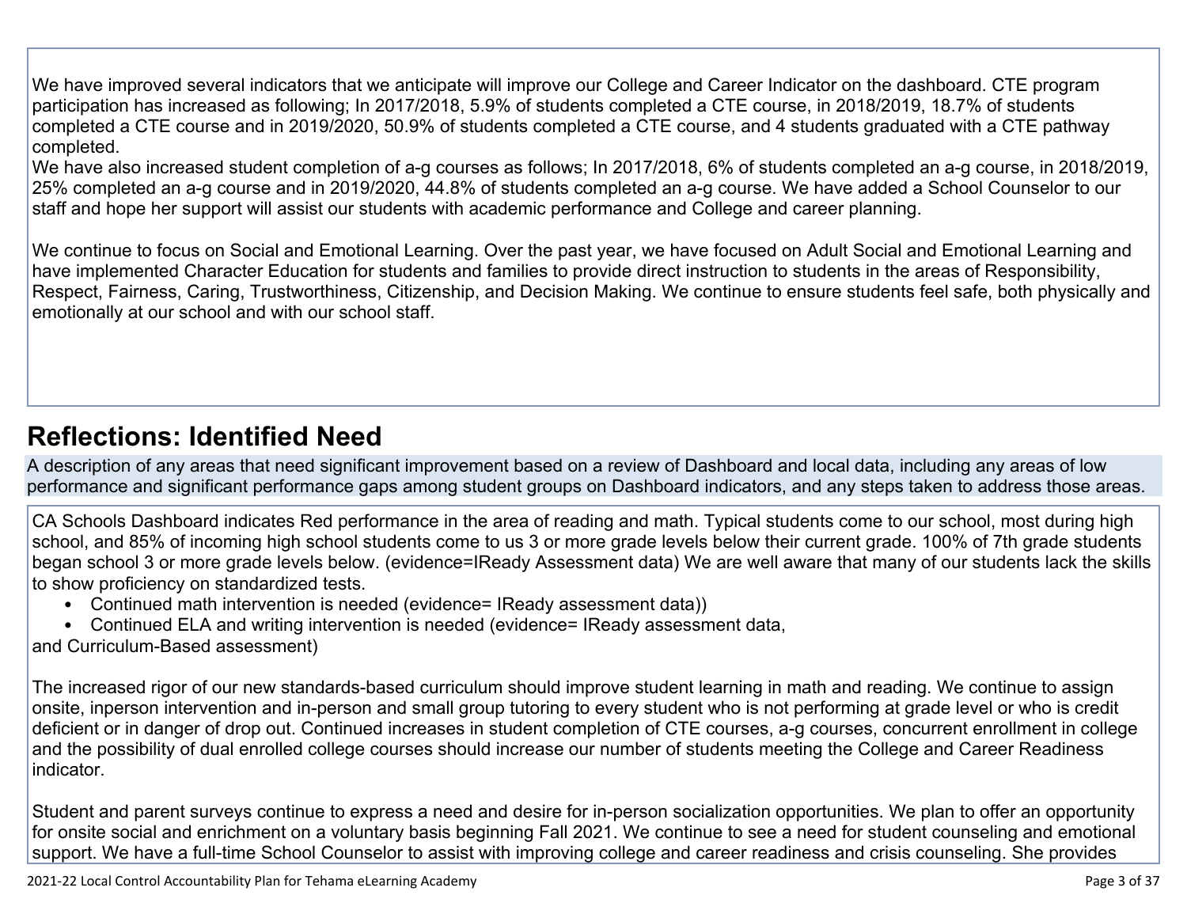We have improved several indicators that we anticipate will improve our College and Career Indicator on the dashboard. CTE program participation has increased as following; In 2017/2018, 5.9% of students completed a CTE course, in 2018/2019, 18.7% of students completed a CTE course and in 2019/2020, 50.9% of students completed a CTE course, and 4 students graduated with a CTE pathway completed.
We have also increased student completion of a-g courses as follows; In 2017/2018, 6% of students completed an a-g course, in 2018/2019, 25% completed an a-g course and in 2019/2020, 44.8% of students completed an a-g course. We have added a School Counselor to our staff and hope her support will assist our students with academic performance and College and career planning.

We continue to focus on Social and Emotional Learning. Over the past year, we have focused on Adult Social and Emotional Learning and have implemented Character Education for students and families to provide direct instruction to students in the areas of Responsibility, Respect, Fairness, Caring, Trustworthiness, Citizenship, and Decision Making. We continue to ensure students feel safe, both physically and emotionally at our school and with our school staff.

## Reflections: Identified Need

A description of any areas that need significant improvement based on a review of Dashboard and local data, including any areas of low performance and significant performance gaps among student groups on Dashboard indicators, and any steps taken to address those areas.

CA Schools Dashboard indicates Red performance in the area of reading and math. Typical students come to our school, most during high school, and 85% of incoming high school students come to us 3 or more grade levels below their current grade. 100% of 7th grade students began school 3 or more grade levels below. (evidence=IReady Assessment data) We are well aware that many of our students lack the skills to show proficiency on standardized tests.

- Continued math intervention is needed (evidence= IReady assessment data))
- Continued ELA and writing intervention is needed (evidence= IReady assessment data,

and Curriculum-Based assessment)

The increased rigor of our new standards-based curriculum should improve student learning in math and reading. We continue to assign onsite, inperson intervention and in-person and small group tutoring to every student who is not performing at grade level or who is credit deficient or in danger of drop out. Continued increases in student completion of CTE courses, a-g courses, concurrent enrollment in college and the possibility of dual enrolled college courses should increase our number of students meeting the College and Career Readiness indicator.

Student and parent surveys continue to express a need and desire for in-person socialization opportunities. We plan to offer an opportunity for onsite social and enrichment on a voluntary basis beginning Fall 2021. We continue to see a need for student counseling and emotional support. We have a full-time School Counselor to assist with improving college and career readiness and crisis counseling. She provides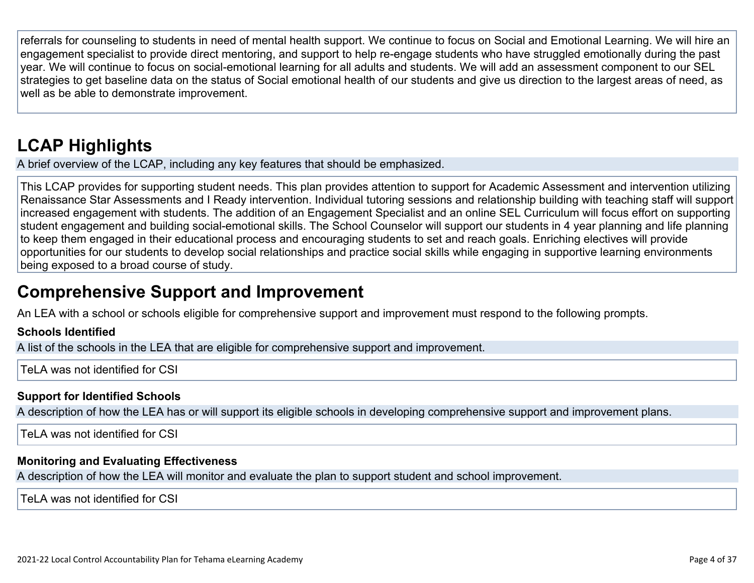referrals for counseling to students in need of mental health support. We continue to focus on Social and Emotional Learning. We will hire an engagement specialist to provide direct mentoring, and support to help re-engage students who have struggled emotionally during the past year. We will continue to focus on social-emotional learning for all adults and students. We will add an assessment component to our SEL strategies to get baseline data on the status of Social emotional health of our students and give us direction to the largest areas of need, as well as be able to demonstrate improvement.

# LCAP Highlights

A brief overview of the LCAP, including any key features that should be emphasized.

This LCAP provides for supporting student needs. This plan provides attention to support for Academic Assessment and intervention utilizing Renaissance Star Assessments and I Ready intervention. Individual tutoring sessions and relationship building with teaching staff will support increased engagement with students. The addition of an Engagement Specialist and an online SEL Curriculum will focus effort on supporting student engagement and building social-emotional skills. The School Counselor will support our students in 4 year planning and life planning to keep them engaged in their educational process and encouraging students to set and reach goals. Enriching electives will provide opportunities for our students to develop social relationships and practice social skills while engaging in supportive learning environments being exposed to a broad course of study.

# Comprehensive Support and Improvement

An LEA with a school or schools eligible for comprehensive support and improvement must respond to the following prompts.

### Schools Identified

A list of the schools in the LEA that are eligible for comprehensive support and improvement.

TeLA was not identified for CSI

### Support for Identified Schools

A description of how the LEA has or will support its eligible schools in developing comprehensive support and improvement plans.

TeLA was not identified for CSI

### Monitoring and Evaluating Effectiveness

A description of how the LEA will monitor and evaluate the plan to support student and school improvement.

TeLA was not identified for CSI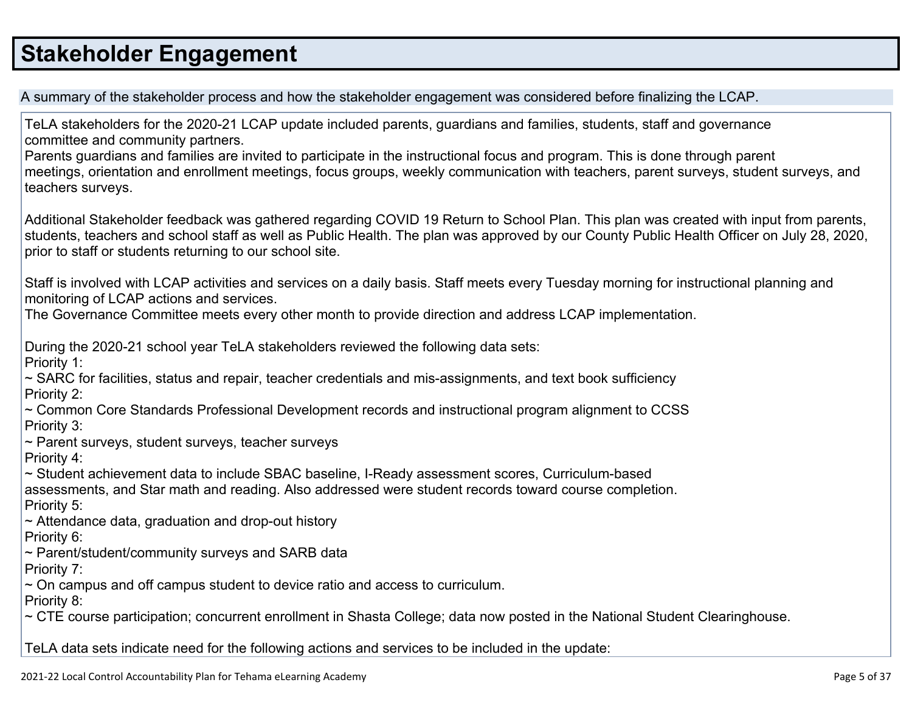# Stakeholder Engagement

A summary of the stakeholder process and how the stakeholder engagement was considered before finalizing the LCAP.

TeLA stakeholders for the 2020-21 LCAP update included parents, guardians and families, students, staff and governance committee and community partners.
Parents guardians and families are invited to participate in the instructional focus and program. This is done through parent meetings, orientation and enrollment meetings, focus groups, weekly communication with teachers, parent surveys, student surveys, and teachers surveys.

Additional Stakeholder feedback was gathered regarding COVID 19 Return to School Plan. This plan was created with input from parents, students, teachers and school staff as well as Public Health. The plan was approved by our County Public Health Officer on July 28, 2020, prior to staff or students returning to our school site.

Staff is involved with LCAP activities and services on a daily basis. Staff meets every Tuesday morning for instructional planning and monitoring of LCAP actions and services.
The Governance Committee meets every other month to provide direction and address LCAP implementation.

During the 2020-21 school year TeLA stakeholders reviewed the following data sets:
Priority 1:
~ SARC for facilities, status and repair, teacher credentials and mis-assignments, and text book sufficiency
Priority 2:
~ Common Core Standards Professional Development records and instructional program alignment to CCSS
Priority 3:
~ Parent surveys, student surveys, teacher surveys
Priority 4:
~ Student achievement data to include SBAC baseline, I-Ready assessment scores, Curriculum-based assessments, and Star math and reading. Also addressed were student records toward course completion.
Priority 5:
~ Attendance data, graduation and drop-out history
Priority 6:
~ Parent/student/community surveys and SARB data
Priority 7:
~ On campus and off campus student to device ratio and access to curriculum.
Priority 8:
~ CTE course participation; concurrent enrollment in Shasta College; data now posted in the National Student Clearinghouse.

TeLA data sets indicate need for the following actions and services to be included in the update: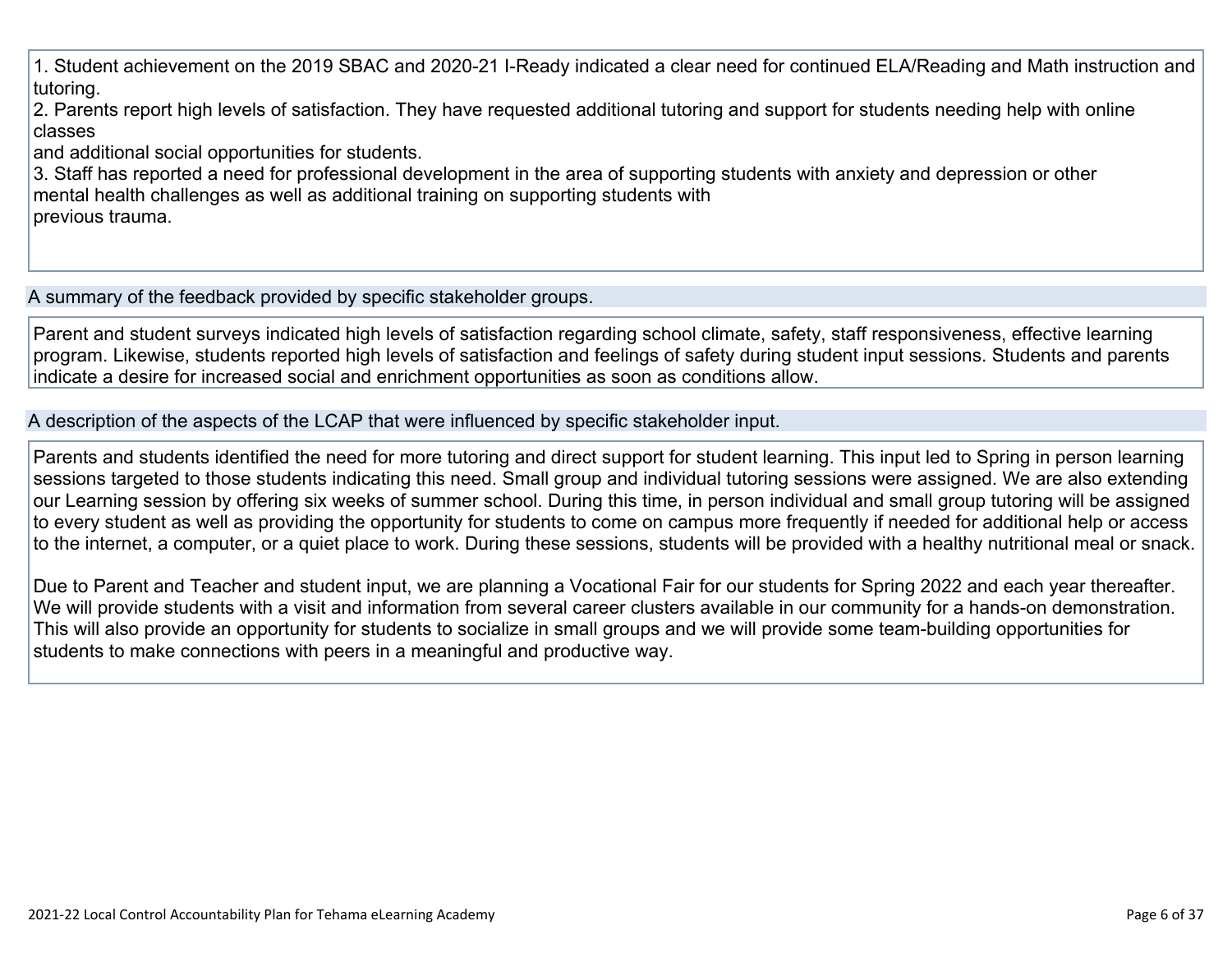1. Student achievement on the 2019 SBAC and 2020-21 I-Ready indicated a clear need for continued ELA/Reading and Math instruction and tutoring.
2. Parents report high levels of satisfaction. They have requested additional tutoring and support for students needing help with online classes
and additional social opportunities for students.
3. Staff has reported a need for professional development in the area of supporting students with anxiety and depression or other mental health challenges as well as additional training on supporting students with
previous trauma.

### A summary of the feedback provided by specific stakeholder groups.

Parent and student surveys indicated high levels of satisfaction regarding school climate, safety, staff responsiveness, effective learning program. Likewise, students reported high levels of satisfaction and feelings of safety during student input sessions. Students and parents indicate a desire for increased social and enrichment opportunities as soon as conditions allow.

### A description of the aspects of the LCAP that were influenced by specific stakeholder input.

Parents and students identified the need for more tutoring and direct support for student learning. This input led to Spring in person learning sessions targeted to those students indicating this need. Small group and individual tutoring sessions were assigned. We are also extending our Learning session by offering six weeks of summer school. During this time, in person individual and small group tutoring will be assigned to every student as well as providing the opportunity for students to come on campus more frequently if needed for additional help or access to the internet, a computer, or a quiet place to work. During these sessions, students will be provided with a healthy nutritional meal or snack.

Due to Parent and Teacher and student input, we are planning a Vocational Fair for our students for Spring 2022 and each year thereafter. We will provide students with a visit and information from several career clusters available in our community for a hands-on demonstration. This will also provide an opportunity for students to socialize in small groups and we will provide some team-building opportunities for students to make connections with peers in a meaningful and productive way.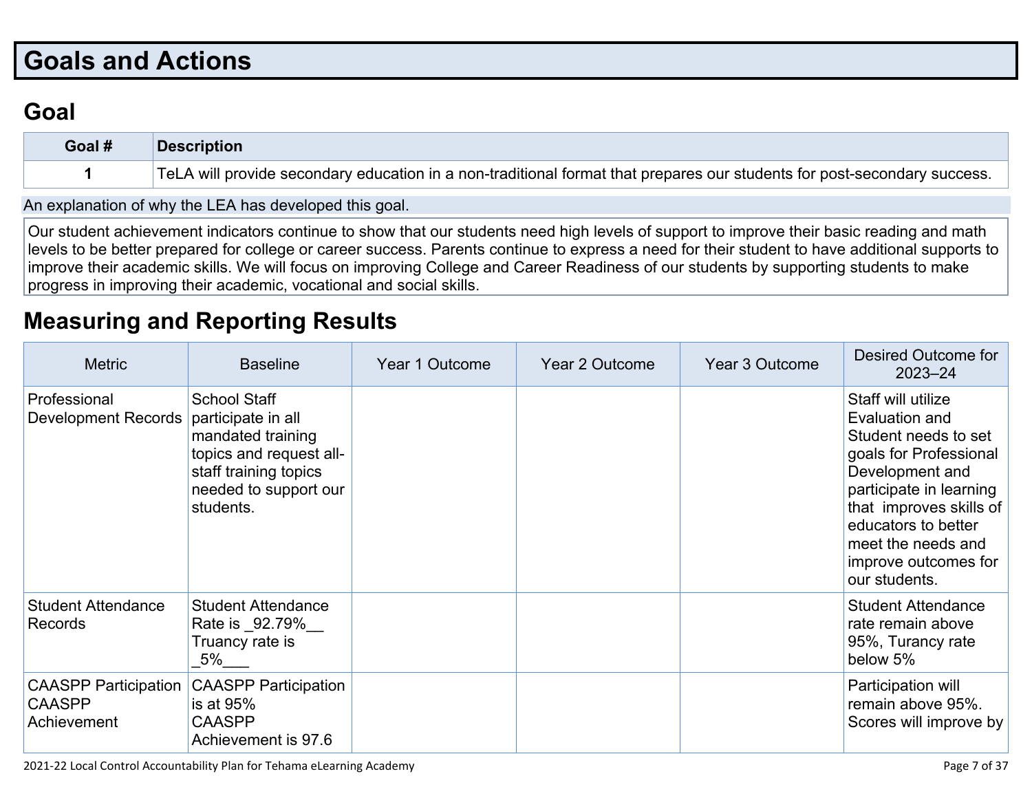# Goals and Actions

## Goal

| Goal # | Description |
|---|---|
| 1 | TeLA will provide secondary education in a non-traditional format that prepares our students for post-secondary success. |

An explanation of why the LEA has developed this goal.

Our student achievement indicators continue to show that our students need high levels of support to improve their basic reading and math levels to be better prepared for college or career success. Parents continue to express a need for their student to have additional supports to improve their academic skills. We will focus on improving College and Career Readiness of our students by supporting students to make progress in improving their academic, vocational and social skills.

## Measuring and Reporting Results

| Metric | Baseline | Year 1 Outcome | Year 2 Outcome | Year 3 Outcome | Desired Outcome for 2023–24 |
|---|---|---|---|---|---|
| Professional Development Records | School Staff participate in all mandated training topics and request all-staff training topics needed to support our students. | | | | Staff will utilize Evaluation and Student needs to set goals for Professional Development and participate in learning that improves skills of educators to better meet the needs and improve outcomes for our students. |
| Student Attendance Records | Student Attendance Rate is _92.79%__ Truancy rate is _5%___ | | | | Student Attendance rate remain above 95%, Turancy rate below 5% |
| CAASPP Participation CAASPP Achievement | CAASPP Participation is at 95% CAASPP Achievement is 97.6 | | | | Participation will remain above 95%. Scores will improve by |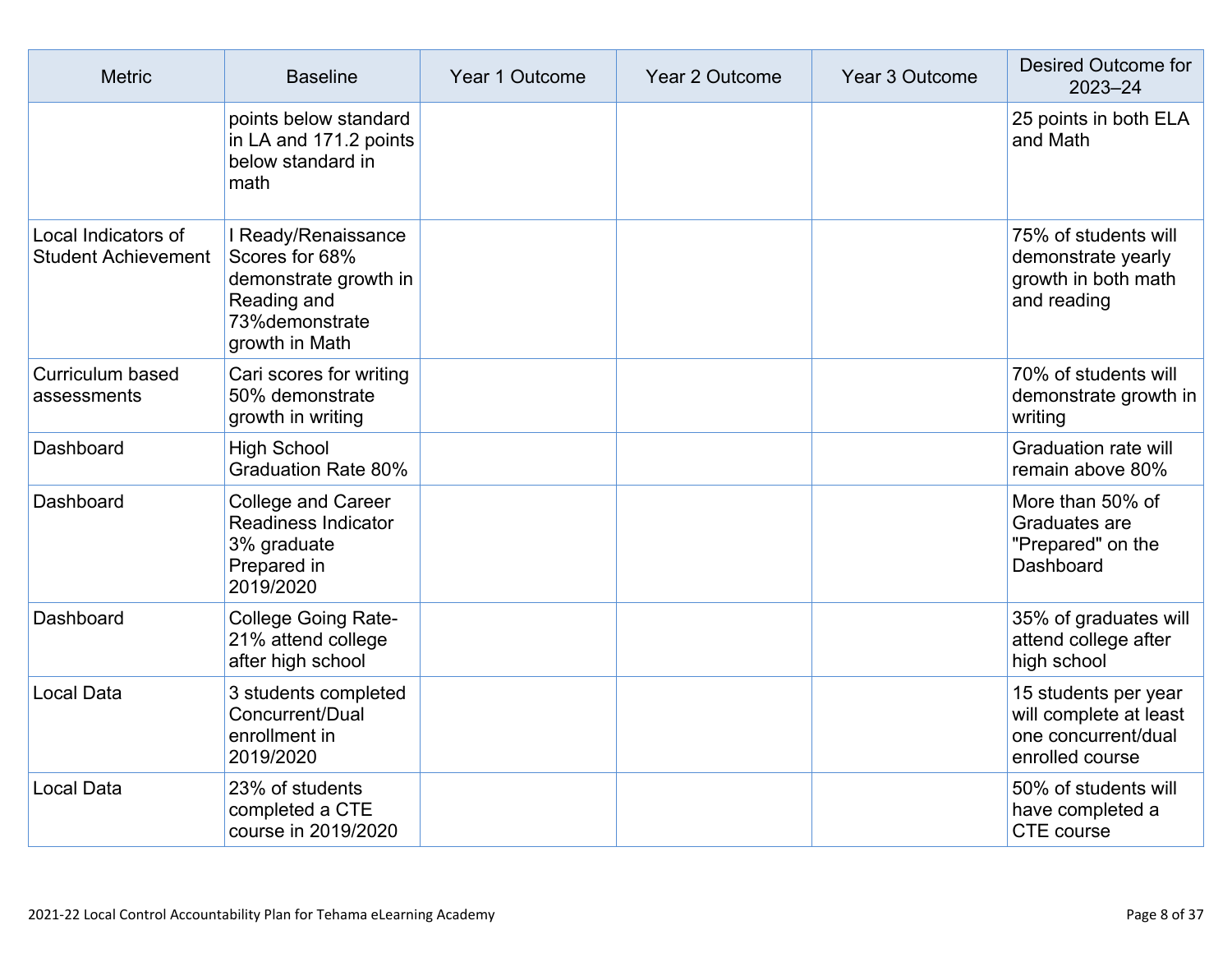| Metric | Baseline | Year 1 Outcome | Year 2 Outcome | Year 3 Outcome | Desired Outcome for 2023–24 |
|---|---|---|---|---|---|
| | points below standard in LA and 171.2 points below standard in math | | | | 25 points in both ELA and Math |
| Local Indicators of Student Achievement | I Ready/Renaissance Scores for 68% demonstrate growth in Reading and 73%demonstrate growth in Math | | | | 75% of students will demonstrate yearly growth in both math and reading |
| Curriculum based assessments | Cari scores for writing 50% demonstrate growth in writing | | | | 70% of students will demonstrate growth in writing |
| Dashboard | High School Graduation Rate 80% | | | | Graduation rate will remain above 80% |
| Dashboard | College and Career Readiness Indicator 3% graduate Prepared in 2019/2020 | | | | More than 50% of Graduates are "Prepared" on the Dashboard |
| Dashboard | College Going Rate- 21% attend college after high school | | | | 35% of graduates will attend college after high school |
| Local Data | 3 students completed Concurrent/Dual enrollment in 2019/2020 | | | | 15 students per year will complete at least one concurrent/dual enrolled course |
| Local Data | 23% of students completed a CTE course in 2019/2020 | | | | 50% of students will have completed a CTE course |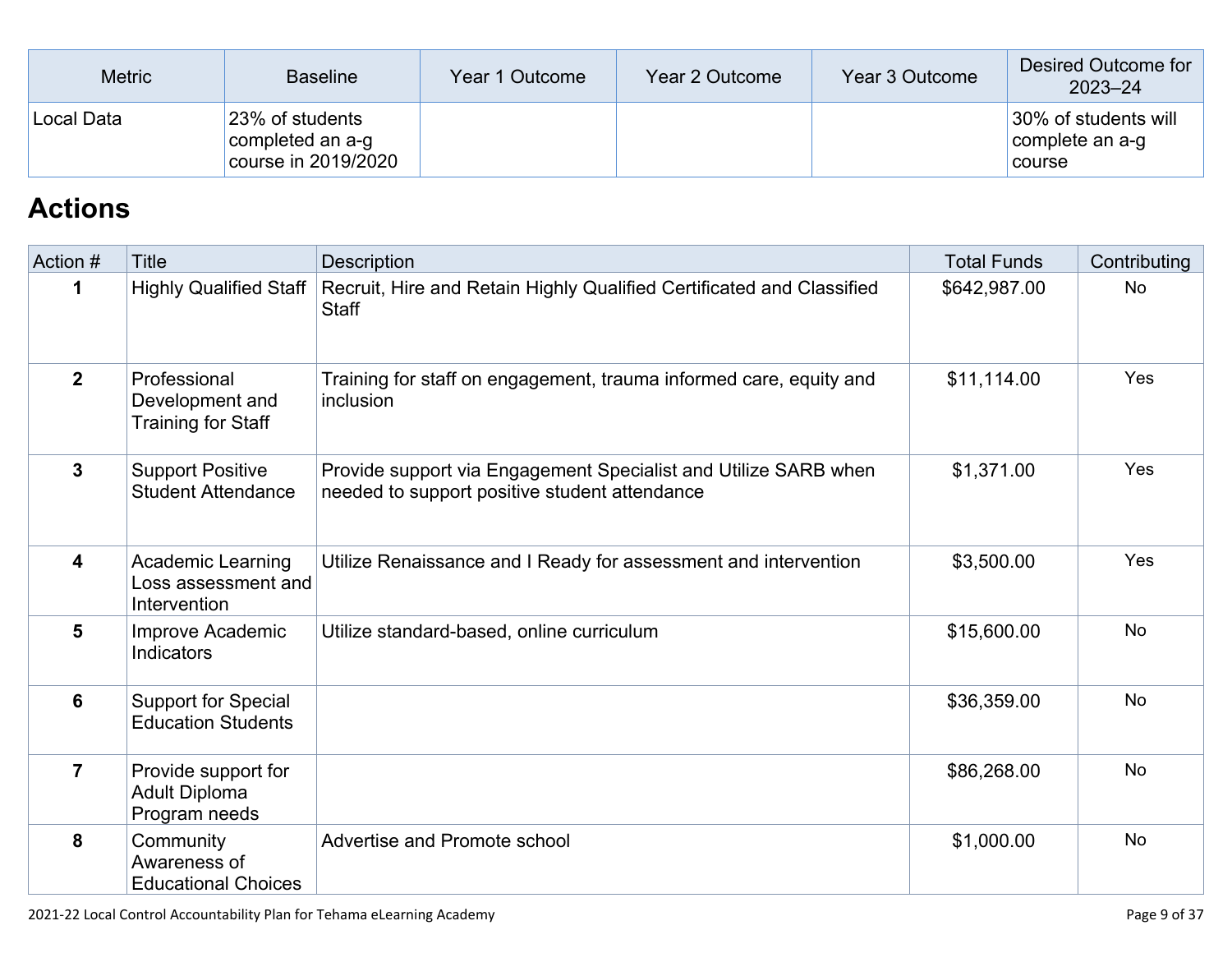| Metric | Baseline | Year 1 Outcome | Year 2 Outcome | Year 3 Outcome | Desired Outcome for 2023–24 |
|---|---|---|---|---|---|
| Local Data | 23% of students completed an a-g course in 2019/2020 | | | | 30% of students will complete an a-g course |

## Actions

| Action # | Title | Description | Total Funds | Contributing |
|---|---|---|---|---|
| 1 | Highly Qualified Staff | Recruit, Hire and Retain Highly Qualified Certificated and Classified Staff | $642,987.00 | No |
| 2 | Professional Development and Training for Staff | Training for staff on engagement, trauma informed care, equity and inclusion | $11,114.00 | Yes |
| 3 | Support Positive Student Attendance | Provide support via Engagement Specialist and Utilize SARB when needed to support positive student attendance | $1,371.00 | Yes |
| 4 | Academic Learning Loss assessment and Intervention | Utilize Renaissance and I Ready for assessment and intervention | $3,500.00 | Yes |
| 5 | Improve Academic Indicators | Utilize standard-based, online curriculum | $15,600.00 | No |
| 6 | Support for Special Education Students | | $36,359.00 | No |
| 7 | Provide support for Adult Diploma Program needs | | $86,268.00 | No |
| 8 | Community Awareness of Educational Choices | Advertise and Promote school | $1,000.00 | No |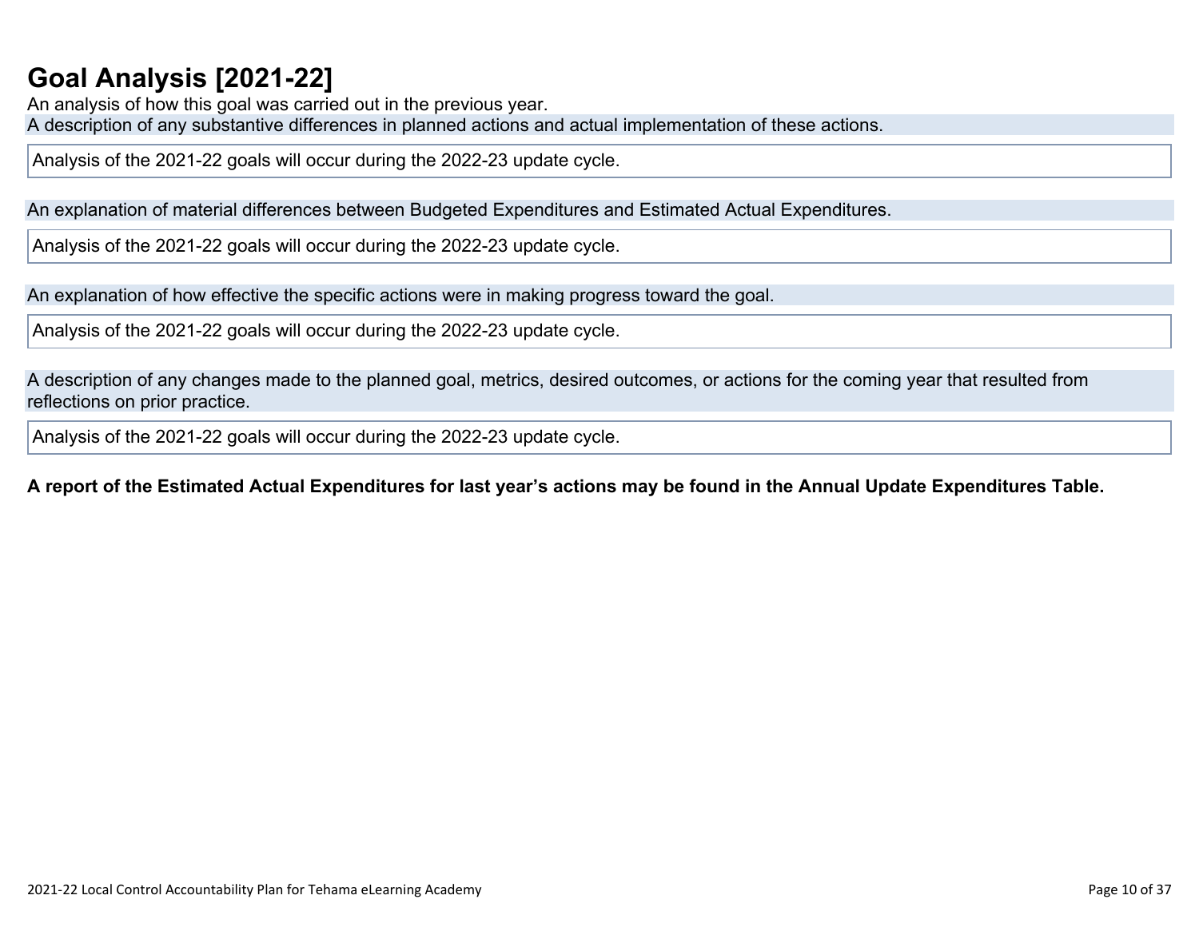# Goal Analysis [2021-22]

An analysis of how this goal was carried out in the previous year.

A description of any substantive differences in planned actions and actual implementation of these actions.

Analysis of the 2021-22 goals will occur during the 2022-23 update cycle.

An explanation of material differences between Budgeted Expenditures and Estimated Actual Expenditures.

Analysis of the 2021-22 goals will occur during the 2022-23 update cycle.

An explanation of how effective the specific actions were in making progress toward the goal.

Analysis of the 2021-22 goals will occur during the 2022-23 update cycle.

A description of any changes made to the planned goal, metrics, desired outcomes, or actions for the coming year that resulted from reflections on prior practice.

Analysis of the 2021-22 goals will occur during the 2022-23 update cycle.

**A report of the Estimated Actual Expenditures for last year's actions may be found in the Annual Update Expenditures Table.**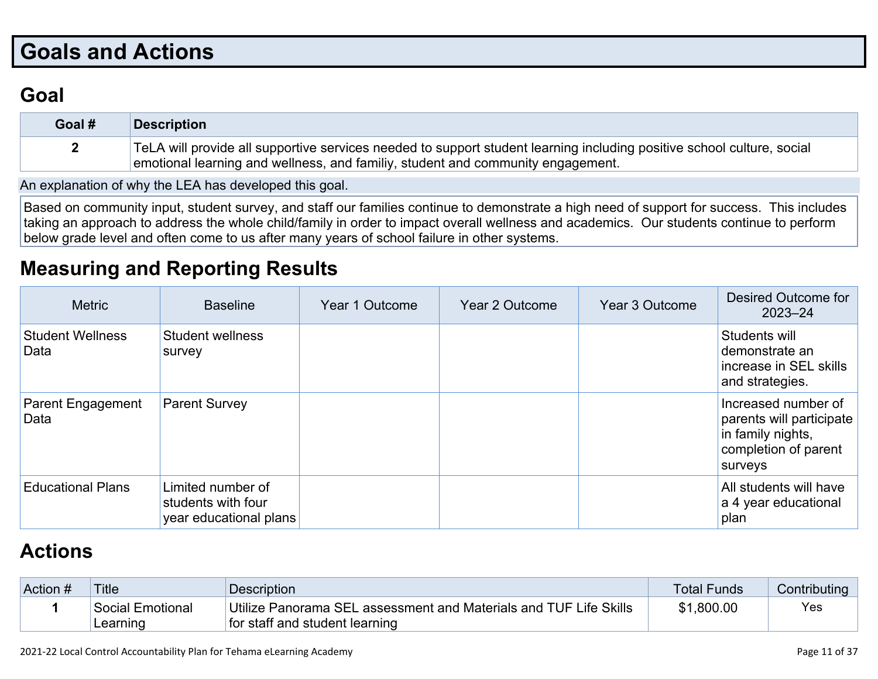# Goals and Actions

## Goal

| Goal # | Description |
|---|---|
| 2 | TeLA will provide all supportive services needed to support student learning including positive school culture, social emotional learning and wellness, and familiy, student and community engagement. |

An explanation of why the LEA has developed this goal.

Based on community input, student survey, and staff our families continue to demonstrate a high need of support for success. This includes taking an approach to address the whole child/family in order to impact overall wellness and academics. Our students continue to perform below grade level and often come to us after many years of school failure in other systems.

## Measuring and Reporting Results

| Metric | Baseline | Year 1 Outcome | Year 2 Outcome | Year 3 Outcome | Desired Outcome for 2023–24 |
|---|---|---|---|---|---|
| Student Wellness Data | Student wellness survey | | | | Students will demonstrate an increase in SEL skills and strategies. |
| Parent Engagement Data | Parent Survey | | | | Increased number of parents will participate in family nights, completion of parent surveys |
| Educational Plans | Limited number of students with four year educational plans | | | | All students will have a 4 year educational plan |

## Actions

| Action # | Title | Description | Total Funds | Contributing |
|---|---|---|---|---|
| 1 | Social Emotional Learning | Utilize Panorama SEL assessment and Materials and TUF Life Skills for staff and student learning | $1,800.00 | Yes |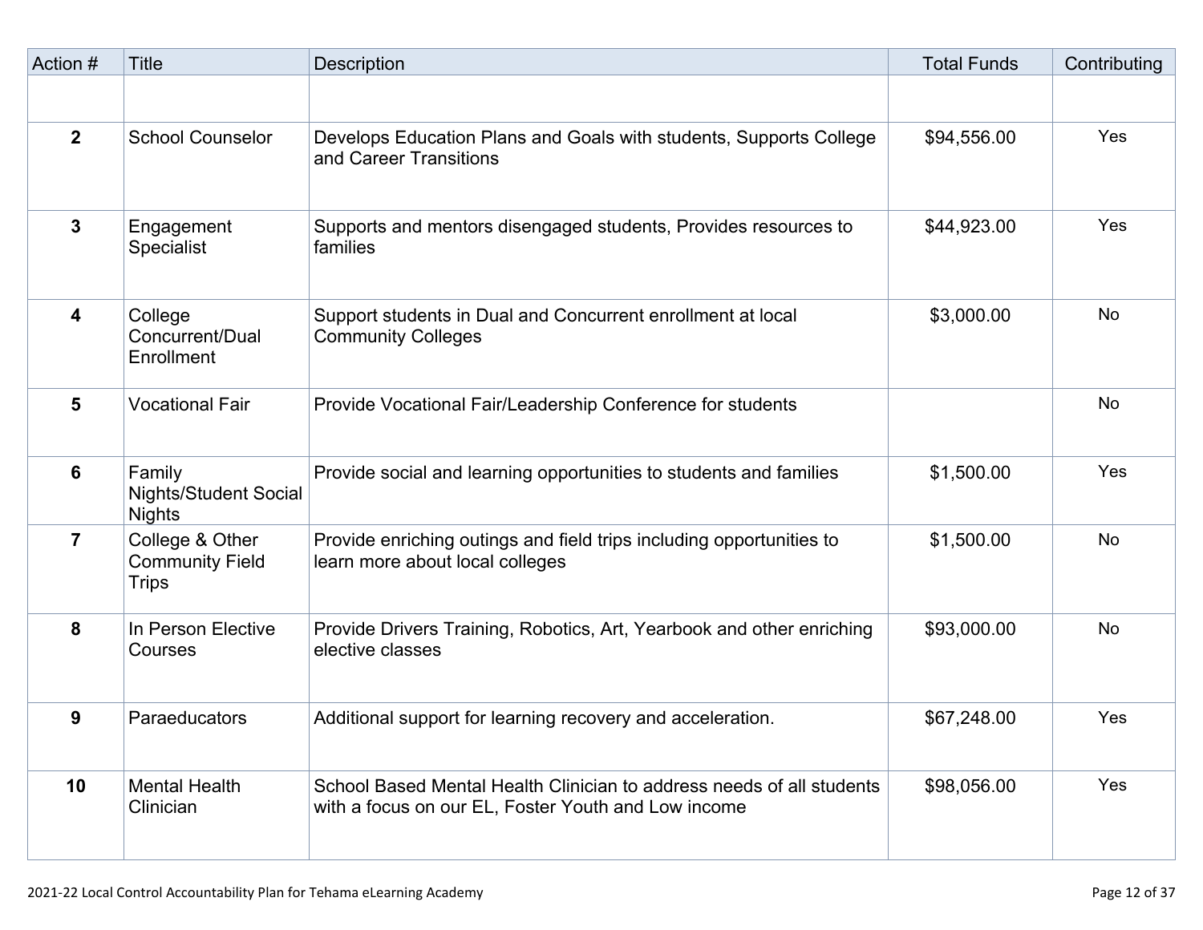| Action # | Title | Description | Total Funds | Contributing |
|---|---|---|---|---|
| | | | | |
| 2 | School Counselor | Develops Education Plans and Goals with students, Supports College and Career Transitions | $94,556.00 | Yes |
| 3 | Engagement Specialist | Supports and mentors disengaged students, Provides resources to families | $44,923.00 | Yes |
| 4 | College Concurrent/Dual Enrollment | Support students in Dual and Concurrent enrollment at local Community Colleges | $3,000.00 | No |
| 5 | Vocational Fair | Provide Vocational Fair/Leadership Conference for students | | No |
| 6 | Family Nights/Student Social Nights | Provide social and learning opportunities to students and families | $1,500.00 | Yes |
| 7 | College & Other Community Field Trips | Provide enriching outings and field trips including opportunities to learn more about local colleges | $1,500.00 | No |
| 8 | In Person Elective Courses | Provide Drivers Training, Robotics, Art, Yearbook and other enriching elective classes | $93,000.00 | No |
| 9 | Paraeducators | Additional support for learning recovery and acceleration. | $67,248.00 | Yes |
| 10 | Mental Health Clinician | School Based Mental Health Clinician to address needs of all students with a focus on our EL, Foster Youth and Low income | $98,056.00 | Yes |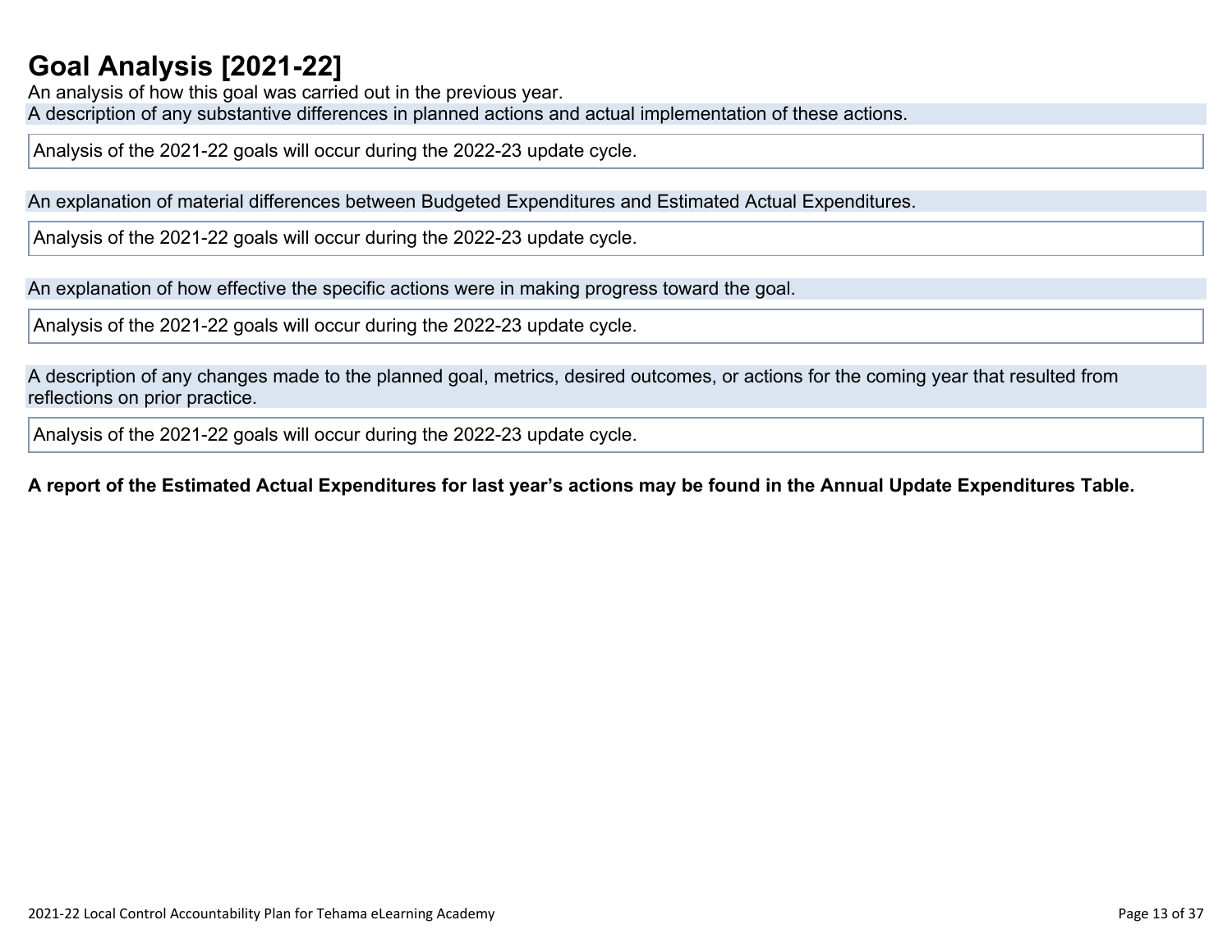# Goal Analysis [2021-22]

An analysis of how this goal was carried out in the previous year.

A description of any substantive differences in planned actions and actual implementation of these actions.

Analysis of the 2021-22 goals will occur during the 2022-23 update cycle.

An explanation of material differences between Budgeted Expenditures and Estimated Actual Expenditures.

Analysis of the 2021-22 goals will occur during the 2022-23 update cycle.

An explanation of how effective the specific actions were in making progress toward the goal.

Analysis of the 2021-22 goals will occur during the 2022-23 update cycle.

A description of any changes made to the planned goal, metrics, desired outcomes, or actions for the coming year that resulted from reflections on prior practice.

Analysis of the 2021-22 goals will occur during the 2022-23 update cycle.

**A report of the Estimated Actual Expenditures for last year's actions may be found in the Annual Update Expenditures Table.**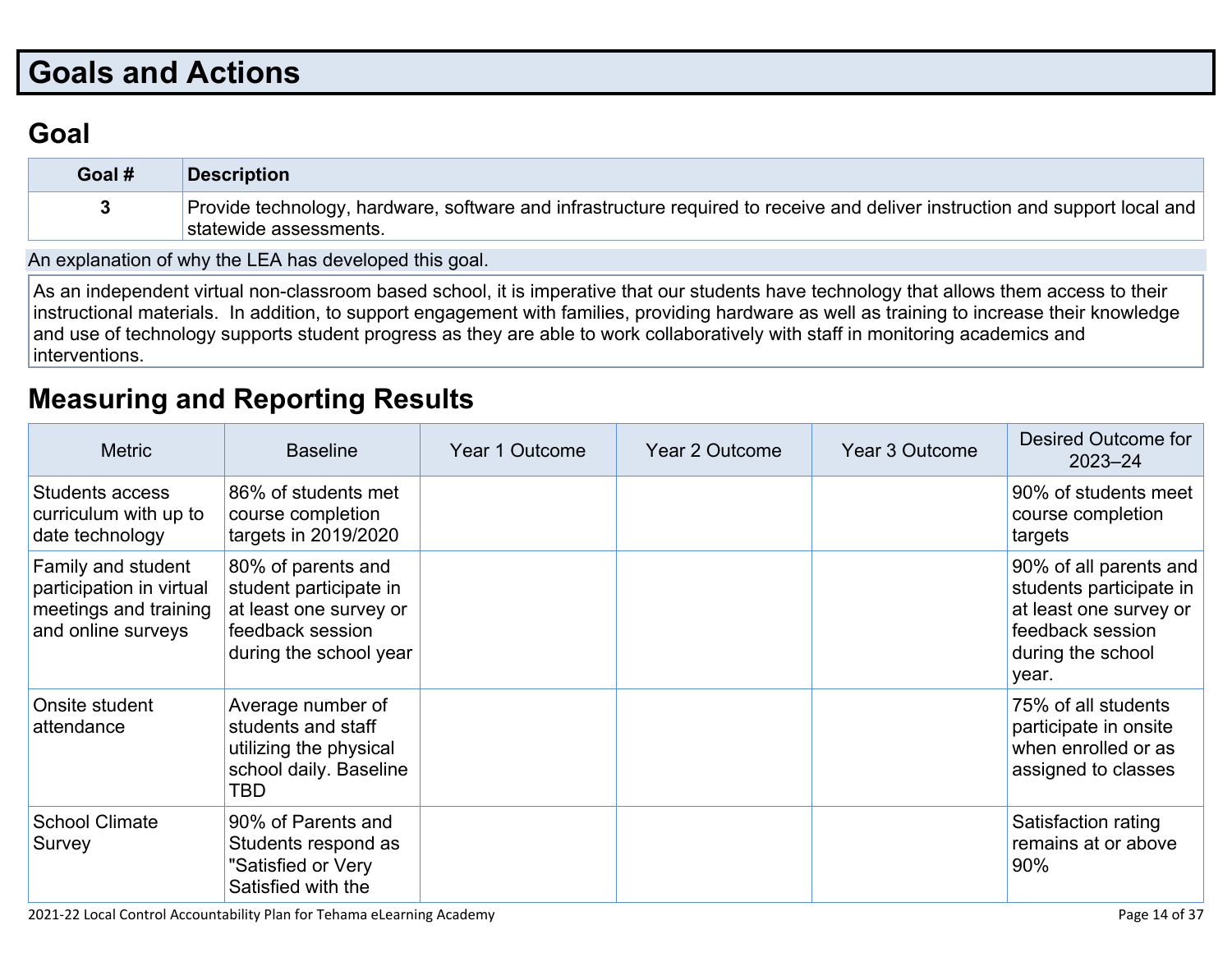# Goals and Actions

## Goal

| Goal # | Description |
| --- | --- |
| 3 | Provide technology, hardware, software and infrastructure required to receive and deliver instruction and support local and statewide assessments. |

An explanation of why the LEA has developed this goal.

As an independent virtual non-classroom based school, it is imperative that our students have technology that allows them access to their instructional materials. In addition, to support engagement with families, providing hardware as well as training to increase their knowledge and use of technology supports student progress as they are able to work collaboratively with staff in monitoring academics and interventions.

## Measuring and Reporting Results

| Metric | Baseline | Year 1 Outcome | Year 2 Outcome | Year 3 Outcome | Desired Outcome for 2023–24 |
| --- | --- | --- | --- | --- | --- |
| Students access curriculum with up to date technology | 86% of students met course completion targets in 2019/2020 | | | | 90% of students meet course completion targets |
| Family and student participation in virtual meetings and training and online surveys | 80% of parents and student participate in at least one survey or feedback session during the school year | | | | 90% of all parents and students participate in at least one survey or feedback session during the school year. |
| Onsite student attendance | Average number of students and staff utilizing the physical school daily. Baseline TBD | | | | 75% of all students participate in onsite when enrolled or as assigned to classes |
| School Climate Survey | 90% of Parents and Students respond as "Satisfied or Very Satisfied with the | | | | Satisfaction rating remains at or above 90% |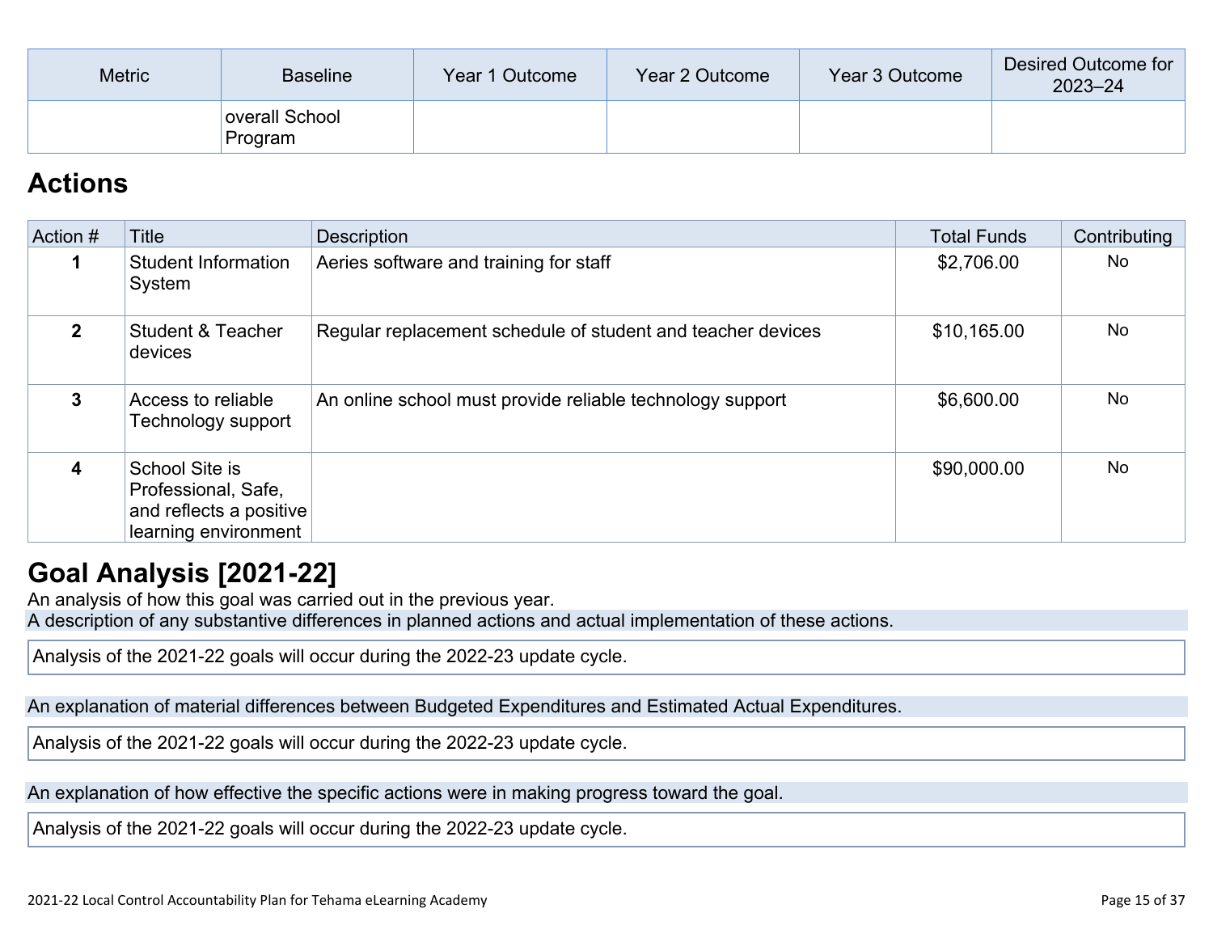| Metric | Baseline | Year 1 Outcome | Year 2 Outcome | Year 3 Outcome | Desired Outcome for 2023–24 |
|---|---|---|---|---|---|
| | overall School Program | | | | |

## Actions

| Action # | Title | Description | Total Funds | Contributing |
|---|---|---|---|---|
| **1** | Student Information System | Aeries software and training for staff | $2,706.00 | No |
| **2** | Student & Teacher devices | Regular replacement schedule of student and teacher devices | $10,165.00 | No |
| **3** | Access to reliable Technology support | An online school must provide reliable technology support | $6,600.00 | No |
| **4** | School Site is Professional, Safe, and reflects a positive learning environment | | $90,000.00 | No |

## Goal Analysis [2021-22]

An analysis of how this goal was carried out in the previous year.

A description of any substantive differences in planned actions and actual implementation of these actions.

Analysis of the 2021-22 goals will occur during the 2022-23 update cycle.

An explanation of material differences between Budgeted Expenditures and Estimated Actual Expenditures.

Analysis of the 2021-22 goals will occur during the 2022-23 update cycle.

An explanation of how effective the specific actions were in making progress toward the goal.

Analysis of the 2021-22 goals will occur during the 2022-23 update cycle.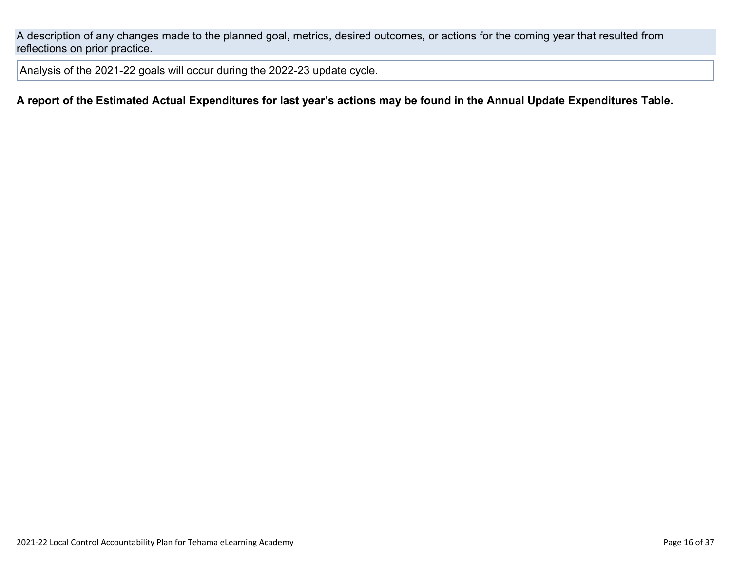A description of any changes made to the planned goal, metrics, desired outcomes, or actions for the coming year that resulted from reflections on prior practice.

Analysis of the 2021-22 goals will occur during the 2022-23 update cycle.

**A report of the Estimated Actual Expenditures for last year's actions may be found in the Annual Update Expenditures Table.**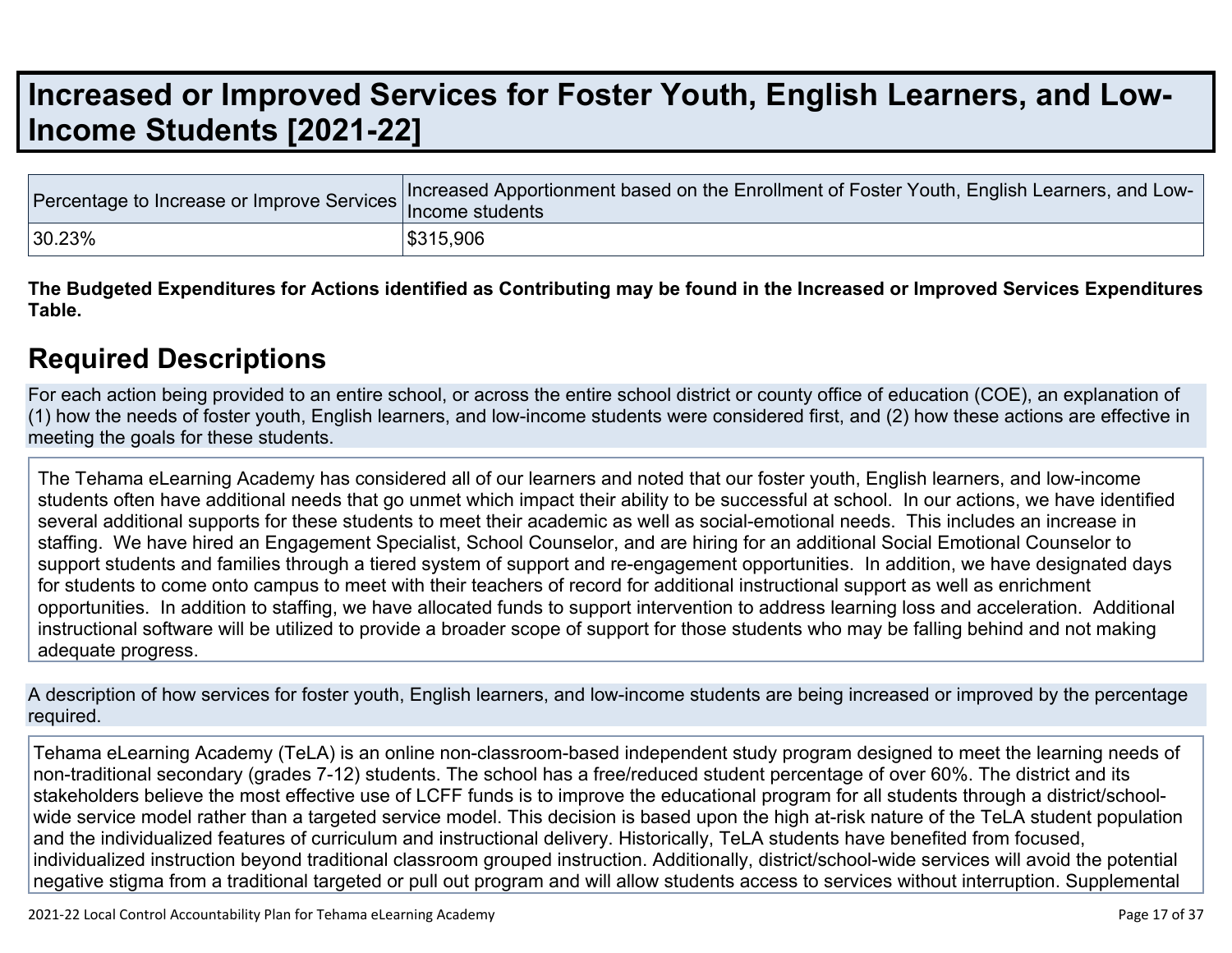# Increased or Improved Services for Foster Youth, English Learners, and Low-Income Students [2021-22]

| Percentage to Increase or Improve Services | Increased Apportionment based on the Enrollment of Foster Youth, English Learners, and Low-Income students |
|---|---|
| 30.23% | $315,906 |

**The Budgeted Expenditures for Actions identified as Contributing may be found in the Increased or Improved Services Expenditures Table.**

## Required Descriptions

For each action being provided to an entire school, or across the entire school district or county office of education (COE), an explanation of (1) how the needs of foster youth, English learners, and low-income students were considered first, and (2) how these actions are effective in meeting the goals for these students.

The Tehama eLearning Academy has considered all of our learners and noted that our foster youth, English learners, and low-income students often have additional needs that go unmet which impact their ability to be successful at school. In our actions, we have identified several additional supports for these students to meet their academic as well as social-emotional needs. This includes an increase in staffing. We have hired an Engagement Specialist, School Counselor, and are hiring for an additional Social Emotional Counselor to support students and families through a tiered system of support and re-engagement opportunities. In addition, we have designated days for students to come onto campus to meet with their teachers of record for additional instructional support as well as enrichment opportunities. In addition to staffing, we have allocated funds to support intervention to address learning loss and acceleration. Additional instructional software will be utilized to provide a broader scope of support for those students who may be falling behind and not making adequate progress.

A description of how services for foster youth, English learners, and low-income students are being increased or improved by the percentage required.

Tehama eLearning Academy (TeLA) is an online non-classroom-based independent study program designed to meet the learning needs of non-traditional secondary (grades 7-12) students. The school has a free/reduced student percentage of over 60%. The district and its stakeholders believe the most effective use of LCFF funds is to improve the educational program for all students through a district/school-wide service model rather than a targeted service model. This decision is based upon the high at-risk nature of the TeLA student population and the individualized features of curriculum and instructional delivery. Historically, TeLA students have benefited from focused, individualized instruction beyond traditional classroom grouped instruction. Additionally, district/school-wide services will avoid the potential negative stigma from a traditional targeted or pull out program and will allow students access to services without interruption. Supplemental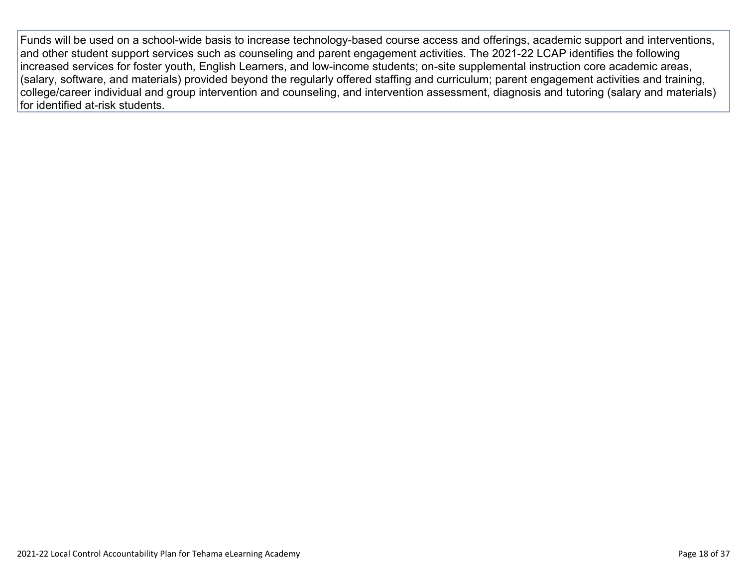Funds will be used on a school-wide basis to increase technology-based course access and offerings, academic support and interventions, and other student support services such as counseling and parent engagement activities. The 2021-22 LCAP identifies the following increased services for foster youth, English Learners, and low-income students; on-site supplemental instruction core academic areas, (salary, software, and materials) provided beyond the regularly offered staffing and curriculum; parent engagement activities and training, college/career individual and group intervention and counseling, and intervention assessment, diagnosis and tutoring (salary and materials) for identified at-risk students.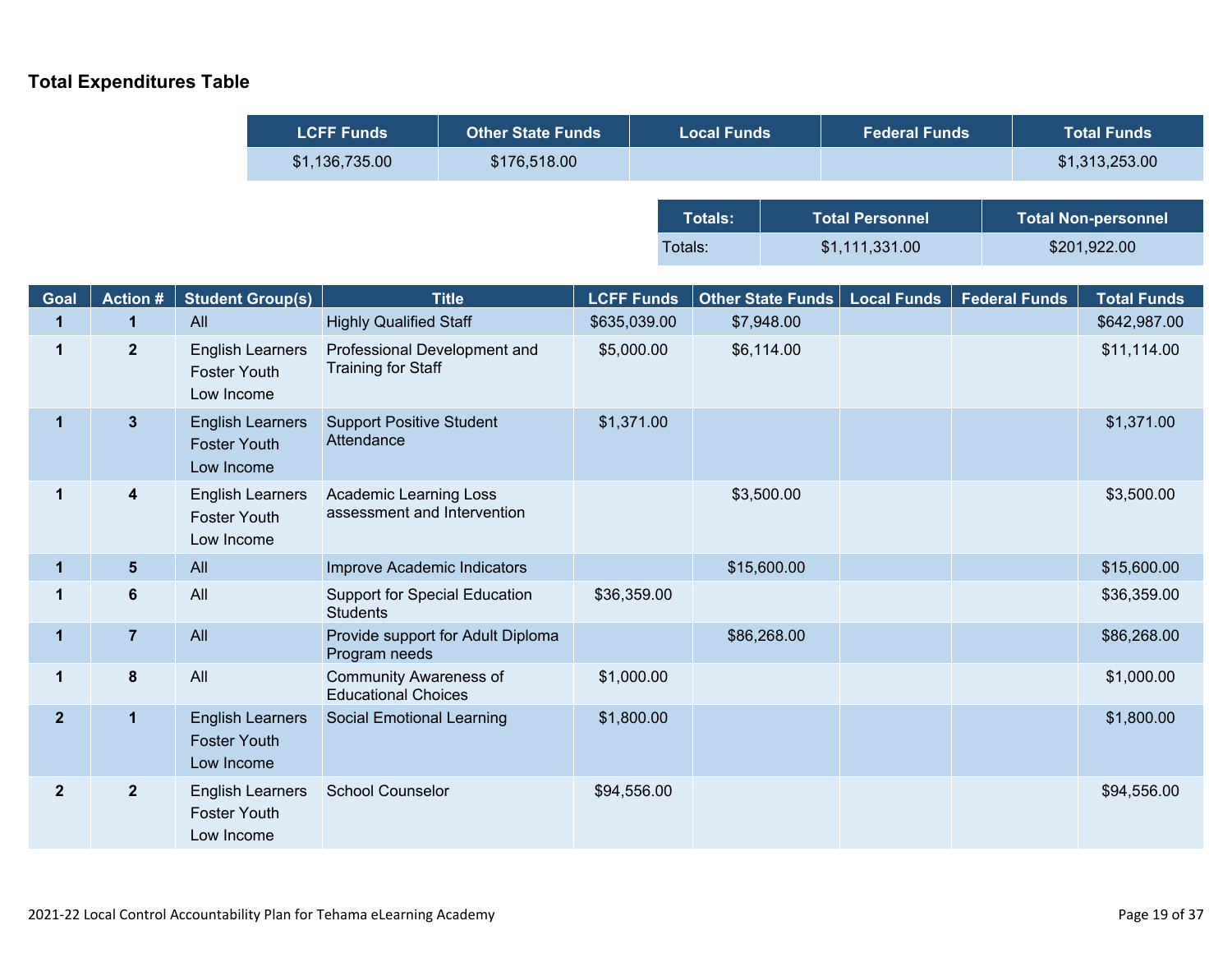### Total Expenditures Table

| LCFF Funds | Other State Funds | Local Funds | Federal Funds | Total Funds |
|---|---|---|---|---|
| $1,136,735.00 | $176,518.00 | | | $1,313,253.00 |

| Totals: | Total Personnel | Total Non-personnel |
|---|---|---|
| Totals: | $1,111,331.00 | $201,922.00 |

| Goal | Action # | Student Group(s) | Title | LCFF Funds | Other State Funds | Local Funds | Federal Funds | Total Funds |
|---|---|---|---|---|---|---|---|---|
| 1 | 1 | All | Highly Qualified Staff | $635,039.00 | $7,948.00 | | | $642,987.00 |
| 1 | 2 | English Learners Foster Youth Low Income | Professional Development and Training for Staff | $5,000.00 | $6,114.00 | | | $11,114.00 |
| 1 | 3 | English Learners Foster Youth Low Income | Support Positive Student Attendance | $1,371.00 | | | | $1,371.00 |
| 1 | 4 | English Learners Foster Youth Low Income | Academic Learning Loss assessment and Intervention | | $3,500.00 | | | $3,500.00 |
| 1 | 5 | All | Improve Academic Indicators | | $15,600.00 | | | $15,600.00 |
| 1 | 6 | All | Support for Special Education Students | $36,359.00 | | | | $36,359.00 |
| 1 | 7 | All | Provide support for Adult Diploma Program needs | | $86,268.00 | | | $86,268.00 |
| 1 | 8 | All | Community Awareness of Educational Choices | $1,000.00 | | | | $1,000.00 |
| 2 | 1 | English Learners Foster Youth Low Income | Social Emotional Learning | $1,800.00 | | | | $1,800.00 |
| 2 | 2 | English Learners Foster Youth Low Income | School Counselor | $94,556.00 | | | | $94,556.00 |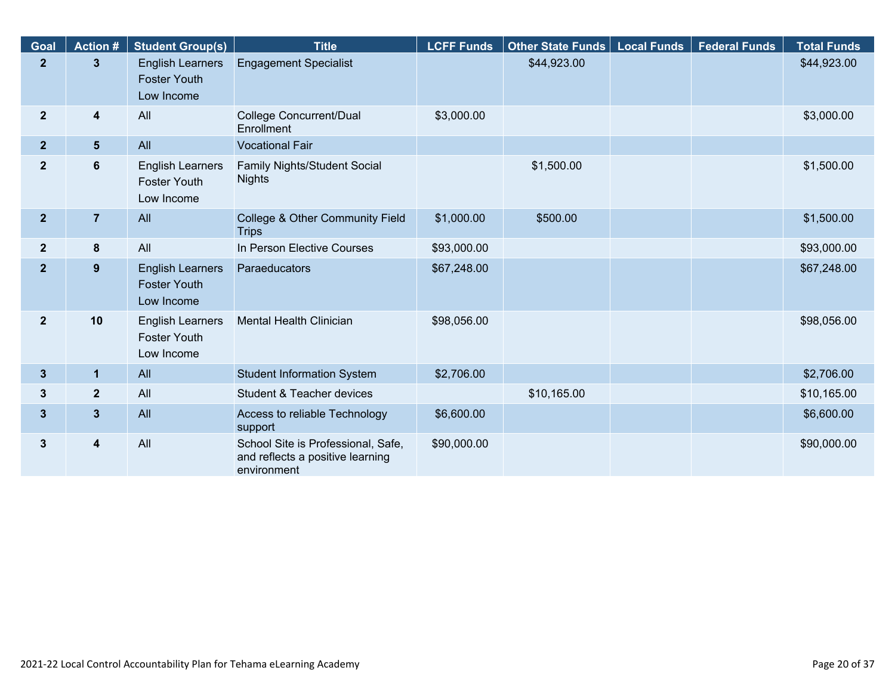| Goal | Action # | Student Group(s) | Title | LCFF Funds | Other State Funds | Local Funds | Federal Funds | Total Funds |
|---|---|---|---|---|---|---|---|---|
| 2 | 3 | English Learners Foster Youth Low Income | Engagement Specialist | | $44,923.00 | | | $44,923.00 |
| 2 | 4 | All | College Concurrent/Dual Enrollment | $3,000.00 | | | | $3,000.00 |
| 2 | 5 | All | Vocational Fair | | | | | |
| 2 | 6 | English Learners Foster Youth Low Income | Family Nights/Student Social Nights | | $1,500.00 | | | $1,500.00 |
| 2 | 7 | All | College & Other Community Field Trips | $1,000.00 | $500.00 | | | $1,500.00 |
| 2 | 8 | All | In Person Elective Courses | $93,000.00 | | | | $93,000.00 |
| 2 | 9 | English Learners Foster Youth Low Income | Paraeducators | $67,248.00 | | | | $67,248.00 |
| 2 | 10 | English Learners Foster Youth Low Income | Mental Health Clinician | $98,056.00 | | | | $98,056.00 |
| 3 | 1 | All | Student Information System | $2,706.00 | | | | $2,706.00 |
| 3 | 2 | All | Student & Teacher devices | | $10,165.00 | | | $10,165.00 |
| 3 | 3 | All | Access to reliable Technology support | $6,600.00 | | | | $6,600.00 |
| 3 | 4 | All | School Site is Professional, Safe, and reflects a positive learning environment | $90,000.00 | | | | $90,000.00 |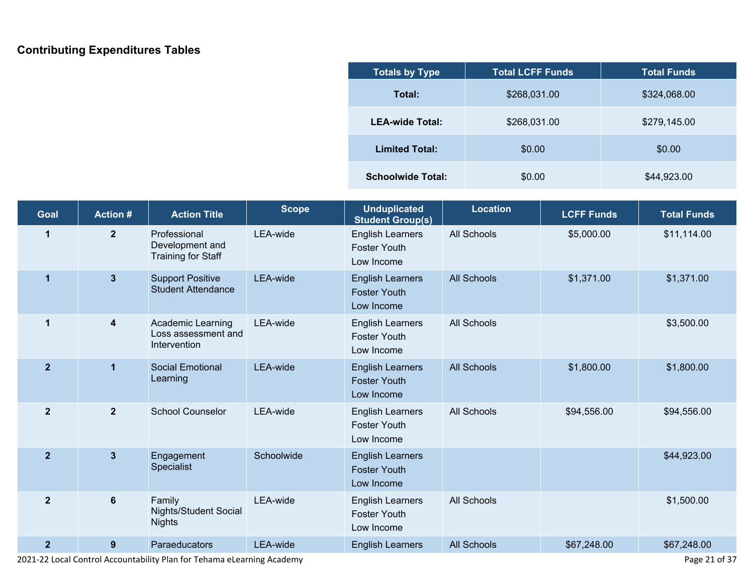## Contributing Expenditures Tables

| Totals by Type | Total LCFF Funds | Total Funds |
|---|---|---|
| **Total:** | $268,031.00 | $324,068.00 |
| **LEA-wide Total:** | $268,031.00 | $279,145.00 |
| **Limited Total:** | $0.00 | $0.00 |
| **Schoolwide Total:** | $0.00 | $44,923.00 |

| Goal | Action # | Action Title | Scope | Unduplicated Student Group(s) | Location | LCFF Funds | Total Funds |
|---|---|---|---|---|---|---|---|
| 1 | 2 | Professional Development and Training for Staff | LEA-wide | English Learners Foster Youth Low Income | All Schools | $5,000.00 | $11,114.00 |
| 1 | 3 | Support Positive Student Attendance | LEA-wide | English Learners Foster Youth Low Income | All Schools | $1,371.00 | $1,371.00 |
| 1 | 4 | Academic Learning Loss assessment and Intervention | LEA-wide | English Learners Foster Youth Low Income | All Schools | | $3,500.00 |
| 2 | 1 | Social Emotional Learning | LEA-wide | English Learners Foster Youth Low Income | All Schools | $1,800.00 | $1,800.00 |
| 2 | 2 | School Counselor | LEA-wide | English Learners Foster Youth Low Income | All Schools | $94,556.00 | $94,556.00 |
| 2 | 3 | Engagement Specialist | Schoolwide | English Learners Foster Youth Low Income | | | $44,923.00 |
| 2 | 6 | Family Nights/Student Social Nights | LEA-wide | English Learners Foster Youth Low Income | All Schools | | $1,500.00 |
| 2 | 9 | Paraeducators | LEA-wide | English Learners | All Schools | $67,248.00 | $67,248.00 |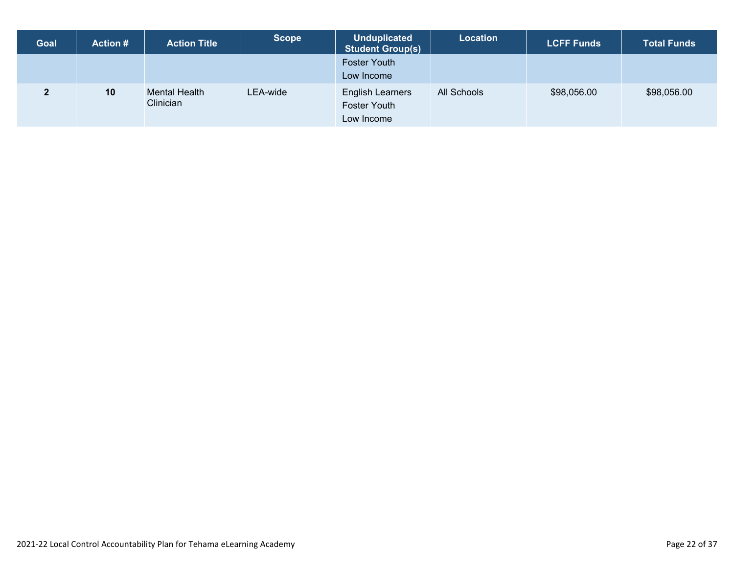| Goal | Action # | Action Title | Scope | Unduplicated Student Group(s) | Location | LCFF Funds | Total Funds |
|---|---|---|---|---|---|---|---|
| | | | | Foster Youth<br>Low Income | | | |
| **2** | **10** | Mental Health Clinician | LEA-wide | English Learners<br>Foster Youth<br>Low Income | All Schools | $98,056.00 | $98,056.00 |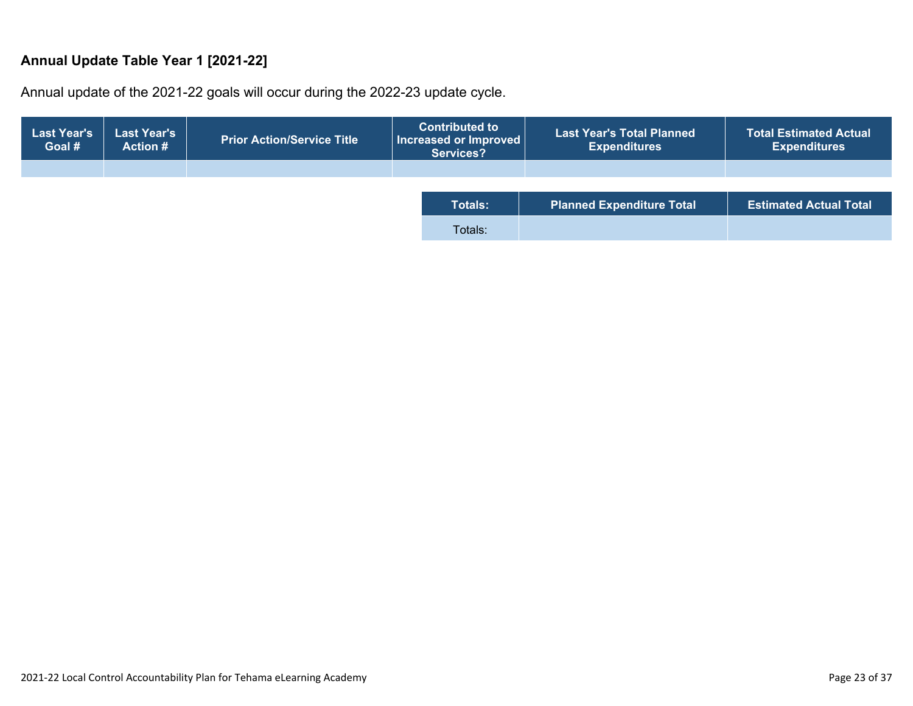### Annual Update Table Year 1 [2021-22]

Annual update of the 2021-22 goals will occur during the 2022-23 update cycle.

| Last Year's Goal # | Last Year's Action # | Prior Action/Service Title | Contributed to Increased or Improved Services? | Last Year's Total Planned Expenditures | Total Estimated Actual Expenditures |
|---|---|---|---|---|---|
| | | | | | |

| Totals: | Planned Expenditure Total | Estimated Actual Total |
|---|---|---|
| Totals: | | |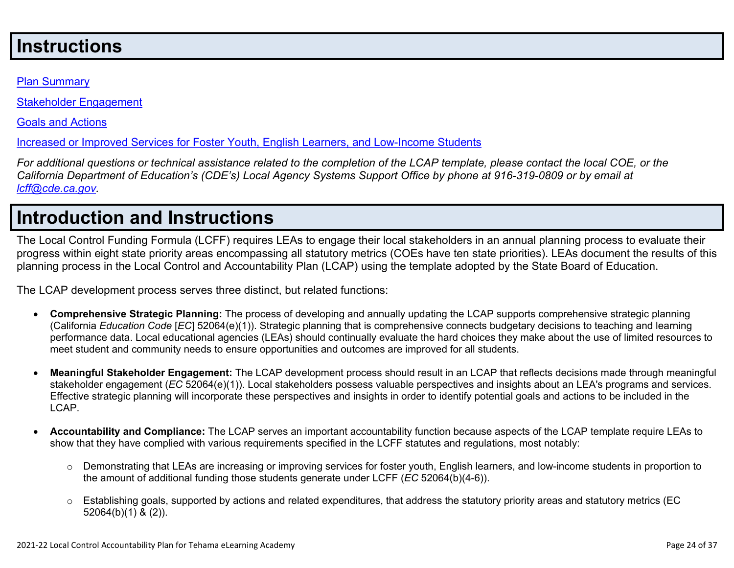# Instructions

[Plan Summary]

[Stakeholder Engagement]

[Goals and Actions]

[Increased or Improved Services for Foster Youth, English Learners, and Low-Income Students]

*For additional questions or technical assistance related to the completion of the LCAP template, please contact the local COE, or the California Department of Education's (CDE's) Local Agency Systems Support Office by phone at 916-319-0809 or by email at lcff@cde.ca.gov.*

# Introduction and Instructions

The Local Control Funding Formula (LCFF) requires LEAs to engage their local stakeholders in an annual planning process to evaluate their progress within eight state priority areas encompassing all statutory metrics (COEs have ten state priorities). LEAs document the results of this planning process in the Local Control and Accountability Plan (LCAP) using the template adopted by the State Board of Education.

The LCAP development process serves three distinct, but related functions:

- **Comprehensive Strategic Planning:** The process of developing and annually updating the LCAP supports comprehensive strategic planning (California *Education Code* [*EC*] 52064(e)(1)). Strategic planning that is comprehensive connects budgetary decisions to teaching and learning performance data. Local educational agencies (LEAs) should continually evaluate the hard choices they make about the use of limited resources to meet student and community needs to ensure opportunities and outcomes are improved for all students.

- **Meaningful Stakeholder Engagement:** The LCAP development process should result in an LCAP that reflects decisions made through meaningful stakeholder engagement (*EC* 52064(e)(1)). Local stakeholders possess valuable perspectives and insights about an LEA's programs and services. Effective strategic planning will incorporate these perspectives and insights in order to identify potential goals and actions to be included in the LCAP.

- **Accountability and Compliance:** The LCAP serves an important accountability function because aspects of the LCAP template require LEAs to show that they have complied with various requirements specified in the LCFF statutes and regulations, most notably:

  - Demonstrating that LEAs are increasing or improving services for foster youth, English learners, and low-income students in proportion to the amount of additional funding those students generate under LCFF (*EC* 52064(b)(4-6)).

  - Establishing goals, supported by actions and related expenditures, that address the statutory priority areas and statutory metrics (EC 52064(b)(1) & (2)).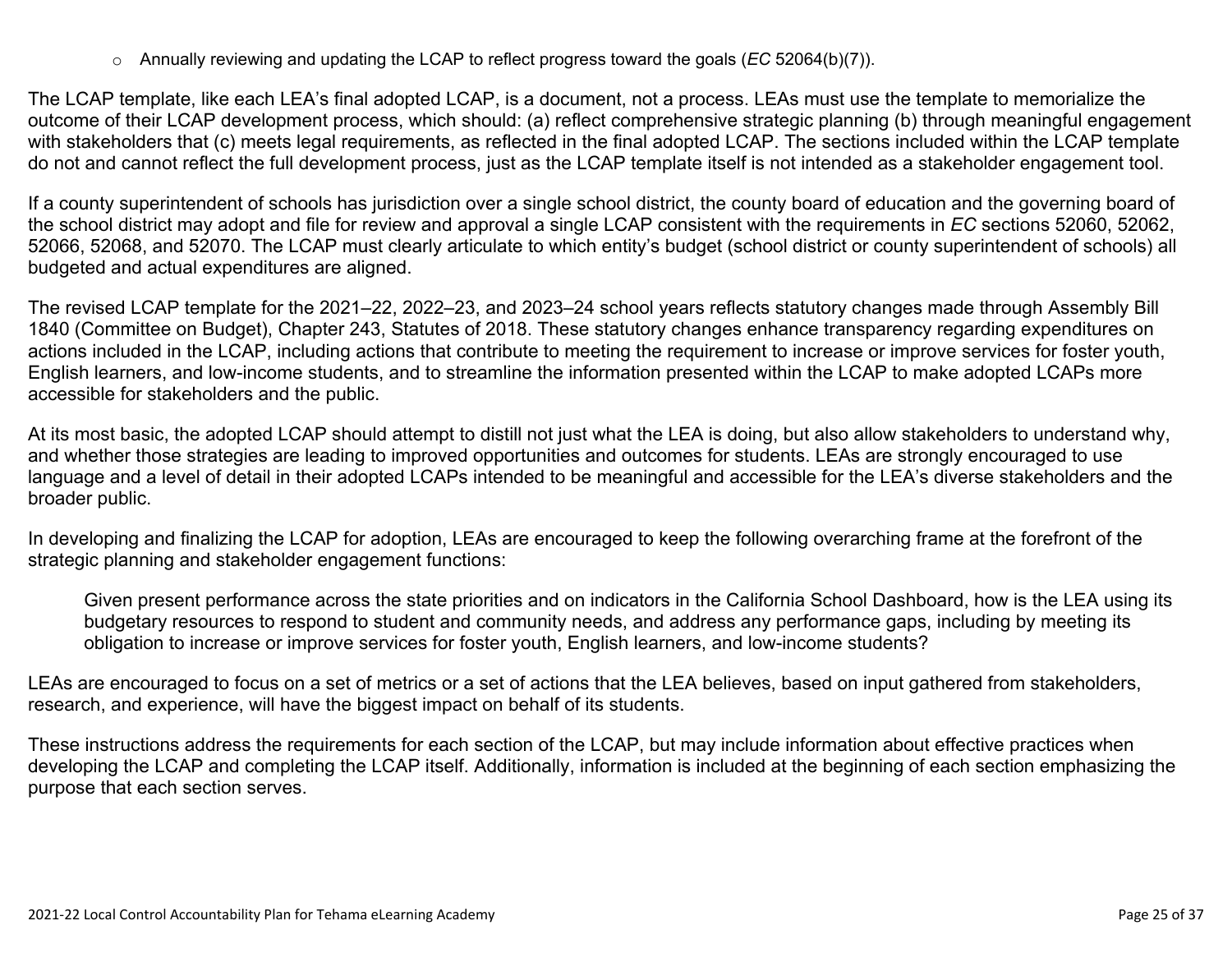- Annually reviewing and updating the LCAP to reflect progress toward the goals (*EC* 52064(b)(7)).

The LCAP template, like each LEA's final adopted LCAP, is a document, not a process. LEAs must use the template to memorialize the outcome of their LCAP development process, which should: (a) reflect comprehensive strategic planning (b) through meaningful engagement with stakeholders that (c) meets legal requirements, as reflected in the final adopted LCAP. The sections included within the LCAP template do not and cannot reflect the full development process, just as the LCAP template itself is not intended as a stakeholder engagement tool.

If a county superintendent of schools has jurisdiction over a single school district, the county board of education and the governing board of the school district may adopt and file for review and approval a single LCAP consistent with the requirements in *EC* sections 52060, 52062, 52066, 52068, and 52070. The LCAP must clearly articulate to which entity's budget (school district or county superintendent of schools) all budgeted and actual expenditures are aligned.

The revised LCAP template for the 2021–22, 2022–23, and 2023–24 school years reflects statutory changes made through Assembly Bill 1840 (Committee on Budget), Chapter 243, Statutes of 2018. These statutory changes enhance transparency regarding expenditures on actions included in the LCAP, including actions that contribute to meeting the requirement to increase or improve services for foster youth, English learners, and low-income students, and to streamline the information presented within the LCAP to make adopted LCAPs more accessible for stakeholders and the public.

At its most basic, the adopted LCAP should attempt to distill not just what the LEA is doing, but also allow stakeholders to understand why, and whether those strategies are leading to improved opportunities and outcomes for students. LEAs are strongly encouraged to use language and a level of detail in their adopted LCAPs intended to be meaningful and accessible for the LEA's diverse stakeholders and the broader public.

In developing and finalizing the LCAP for adoption, LEAs are encouraged to keep the following overarching frame at the forefront of the strategic planning and stakeholder engagement functions:

> Given present performance across the state priorities and on indicators in the California School Dashboard, how is the LEA using its budgetary resources to respond to student and community needs, and address any performance gaps, including by meeting its obligation to increase or improve services for foster youth, English learners, and low-income students?

LEAs are encouraged to focus on a set of metrics or a set of actions that the LEA believes, based on input gathered from stakeholders, research, and experience, will have the biggest impact on behalf of its students.

These instructions address the requirements for each section of the LCAP, but may include information about effective practices when developing the LCAP and completing the LCAP itself. Additionally, information is included at the beginning of each section emphasizing the purpose that each section serves.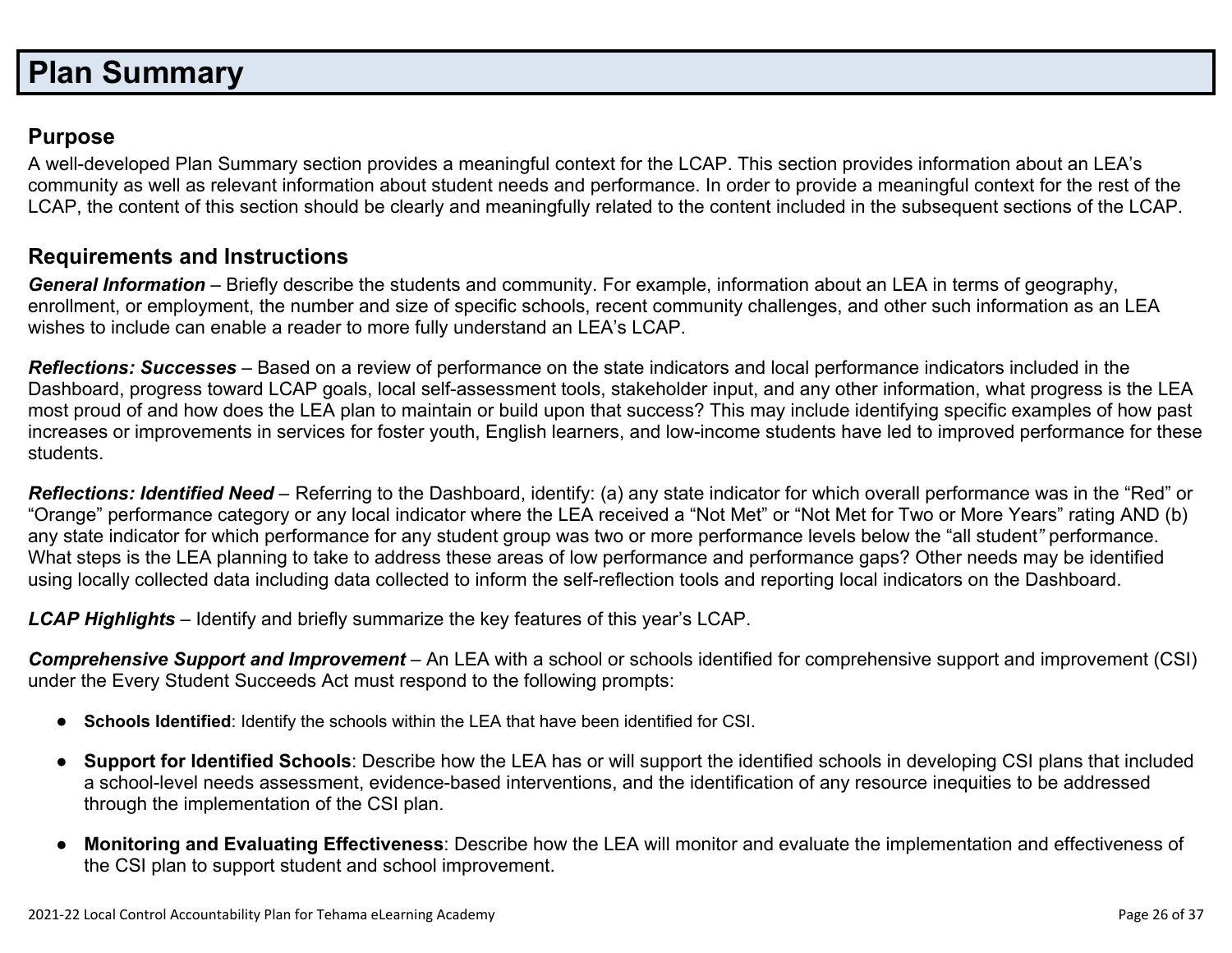# Plan Summary

## Purpose

A well-developed Plan Summary section provides a meaningful context for the LCAP. This section provides information about an LEA's community as well as relevant information about student needs and performance. In order to provide a meaningful context for the rest of the LCAP, the content of this section should be clearly and meaningfully related to the content included in the subsequent sections of the LCAP.

## Requirements and Instructions

***General Information*** – Briefly describe the students and community. For example, information about an LEA in terms of geography, enrollment, or employment, the number and size of specific schools, recent community challenges, and other such information as an LEA wishes to include can enable a reader to more fully understand an LEA's LCAP.

***Reflections: Successes*** – Based on a review of performance on the state indicators and local performance indicators included in the Dashboard, progress toward LCAP goals, local self-assessment tools, stakeholder input, and any other information, what progress is the LEA most proud of and how does the LEA plan to maintain or build upon that success? This may include identifying specific examples of how past increases or improvements in services for foster youth, English learners, and low-income students have led to improved performance for these students.

***Reflections: Identified Need*** – Referring to the Dashboard, identify: (a) any state indicator for which overall performance was in the "Red" or "Orange" performance category or any local indicator where the LEA received a "Not Met" or "Not Met for Two or More Years" rating AND (b) any state indicator for which performance for any student group was two or more performance levels below the "all student" performance. What steps is the LEA planning to take to address these areas of low performance and performance gaps? Other needs may be identified using locally collected data including data collected to inform the self-reflection tools and reporting local indicators on the Dashboard.

***LCAP Highlights*** – Identify and briefly summarize the key features of this year's LCAP.

***Comprehensive Support and Improvement*** – An LEA with a school or schools identified for comprehensive support and improvement (CSI) under the Every Student Succeeds Act must respond to the following prompts:

- **Schools Identified**: Identify the schools within the LEA that have been identified for CSI.
- **Support for Identified Schools**: Describe how the LEA has or will support the identified schools in developing CSI plans that included a school-level needs assessment, evidence-based interventions, and the identification of any resource inequities to be addressed through the implementation of the CSI plan.
- **Monitoring and Evaluating Effectiveness**: Describe how the LEA will monitor and evaluate the implementation and effectiveness of the CSI plan to support student and school improvement.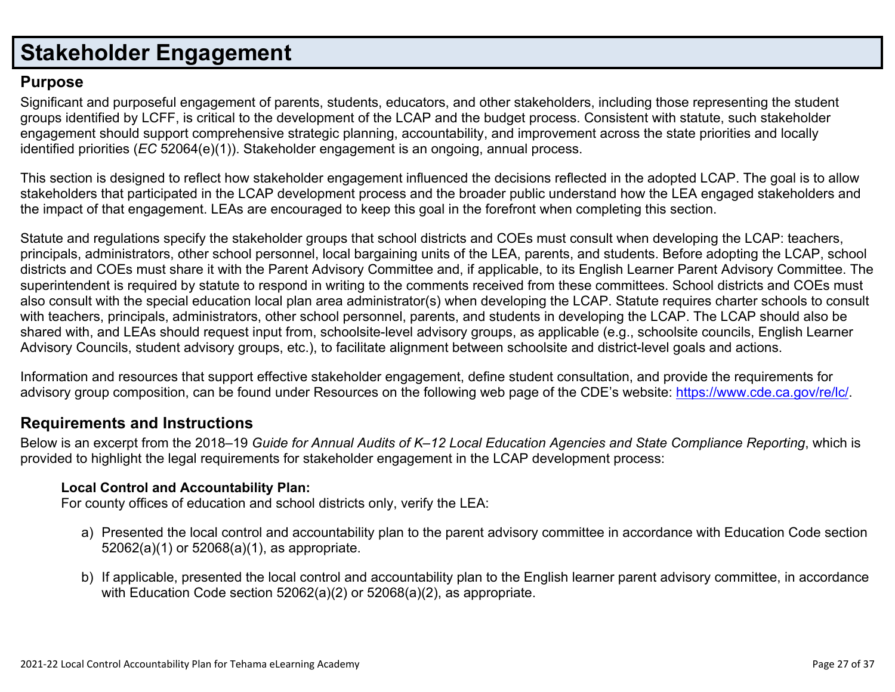# Stakeholder Engagement

## Purpose

Significant and purposeful engagement of parents, students, educators, and other stakeholders, including those representing the student groups identified by LCFF, is critical to the development of the LCAP and the budget process. Consistent with statute, such stakeholder engagement should support comprehensive strategic planning, accountability, and improvement across the state priorities and locally identified priorities (*EC* 52064(e)(1)). Stakeholder engagement is an ongoing, annual process.

This section is designed to reflect how stakeholder engagement influenced the decisions reflected in the adopted LCAP. The goal is to allow stakeholders that participated in the LCAP development process and the broader public understand how the LEA engaged stakeholders and the impact of that engagement. LEAs are encouraged to keep this goal in the forefront when completing this section.

Statute and regulations specify the stakeholder groups that school districts and COEs must consult when developing the LCAP: teachers, principals, administrators, other school personnel, local bargaining units of the LEA, parents, and students. Before adopting the LCAP, school districts and COEs must share it with the Parent Advisory Committee and, if applicable, to its English Learner Parent Advisory Committee. The superintendent is required by statute to respond in writing to the comments received from these committees. School districts and COEs must also consult with the special education local plan area administrator(s) when developing the LCAP. Statute requires charter schools to consult with teachers, principals, administrators, other school personnel, parents, and students in developing the LCAP. The LCAP should also be shared with, and LEAs should request input from, schoolsite-level advisory groups, as applicable (e.g., schoolsite councils, English Learner Advisory Councils, student advisory groups, etc.), to facilitate alignment between schoolsite and district-level goals and actions.

Information and resources that support effective stakeholder engagement, define student consultation, and provide the requirements for advisory group composition, can be found under Resources on the following web page of the CDE's website: [https://www.cde.ca.gov/re/lc/](https://www.cde.ca.gov/re/lc/).

## Requirements and Instructions

Below is an excerpt from the 2018–19 *Guide for Annual Audits of K–12 Local Education Agencies and State Compliance Reporting*, which is provided to highlight the legal requirements for stakeholder engagement in the LCAP development process:

**Local Control and Accountability Plan:**
For county offices of education and school districts only, verify the LEA:

a) Presented the local control and accountability plan to the parent advisory committee in accordance with Education Code section 52062(a)(1) or 52068(a)(1), as appropriate.

b) If applicable, presented the local control and accountability plan to the English learner parent advisory committee, in accordance with Education Code section 52062(a)(2) or 52068(a)(2), as appropriate.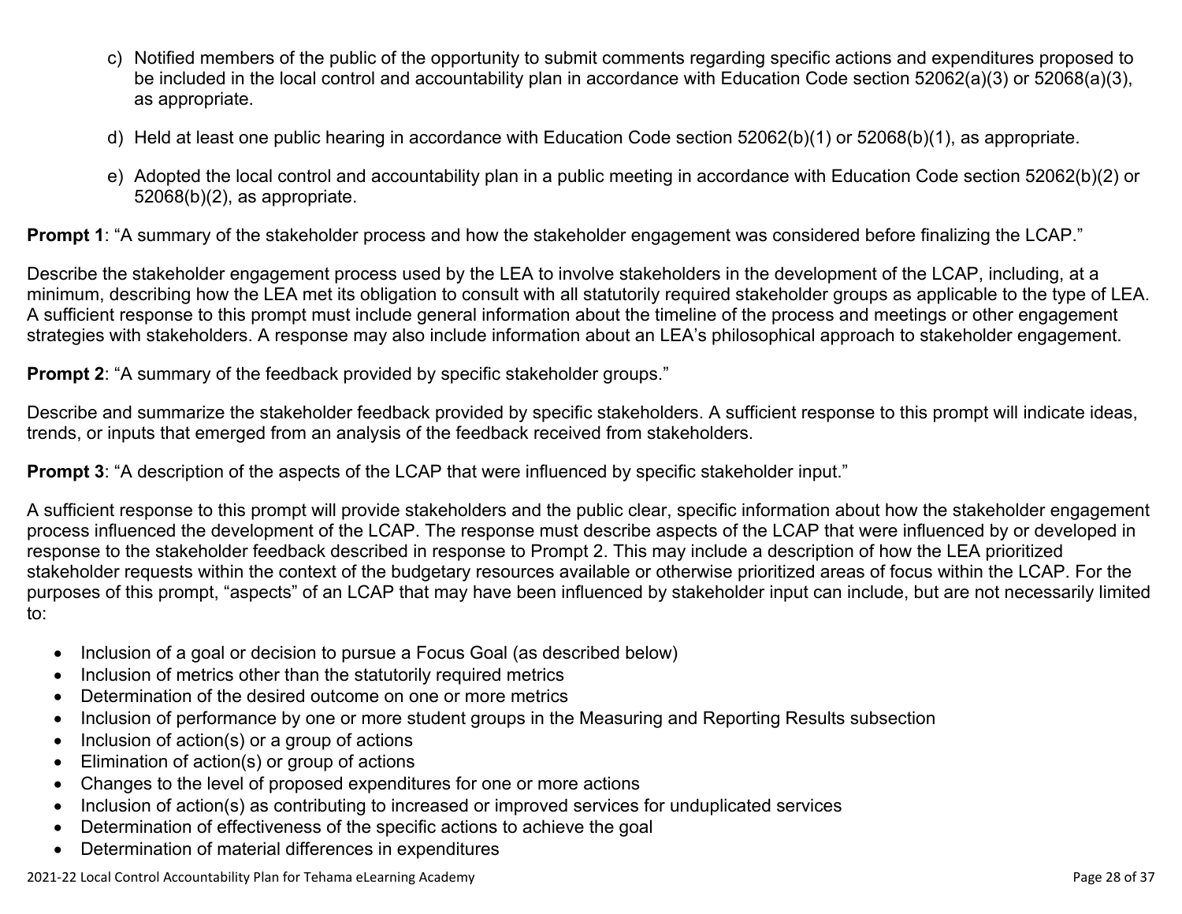c) Notified members of the public of the opportunity to submit comments regarding specific actions and expenditures proposed to be included in the local control and accountability plan in accordance with Education Code section 52062(a)(3) or 52068(a)(3), as appropriate.

d) Held at least one public hearing in accordance with Education Code section 52062(b)(1) or 52068(b)(1), as appropriate.

e) Adopted the local control and accountability plan in a public meeting in accordance with Education Code section 52062(b)(2) or 52068(b)(2), as appropriate.

**Prompt 1**: "A summary of the stakeholder process and how the stakeholder engagement was considered before finalizing the LCAP."

Describe the stakeholder engagement process used by the LEA to involve stakeholders in the development of the LCAP, including, at a minimum, describing how the LEA met its obligation to consult with all statutorily required stakeholder groups as applicable to the type of LEA. A sufficient response to this prompt must include general information about the timeline of the process and meetings or other engagement strategies with stakeholders. A response may also include information about an LEA's philosophical approach to stakeholder engagement.

**Prompt 2**: "A summary of the feedback provided by specific stakeholder groups."

Describe and summarize the stakeholder feedback provided by specific stakeholders. A sufficient response to this prompt will indicate ideas, trends, or inputs that emerged from an analysis of the feedback received from stakeholders.

**Prompt 3**: "A description of the aspects of the LCAP that were influenced by specific stakeholder input."

A sufficient response to this prompt will provide stakeholders and the public clear, specific information about how the stakeholder engagement process influenced the development of the LCAP. The response must describe aspects of the LCAP that were influenced by or developed in response to the stakeholder feedback described in response to Prompt 2. This may include a description of how the LEA prioritized stakeholder requests within the context of the budgetary resources available or otherwise prioritized areas of focus within the LCAP. For the purposes of this prompt, "aspects" of an LCAP that may have been influenced by stakeholder input can include, but are not necessarily limited to:

- Inclusion of a goal or decision to pursue a Focus Goal (as described below)
- Inclusion of metrics other than the statutorily required metrics
- Determination of the desired outcome on one or more metrics
- Inclusion of performance by one or more student groups in the Measuring and Reporting Results subsection
- Inclusion of action(s) or a group of actions
- Elimination of action(s) or group of actions
- Changes to the level of proposed expenditures for one or more actions
- Inclusion of action(s) as contributing to increased or improved services for unduplicated services
- Determination of effectiveness of the specific actions to achieve the goal
- Determination of material differences in expenditures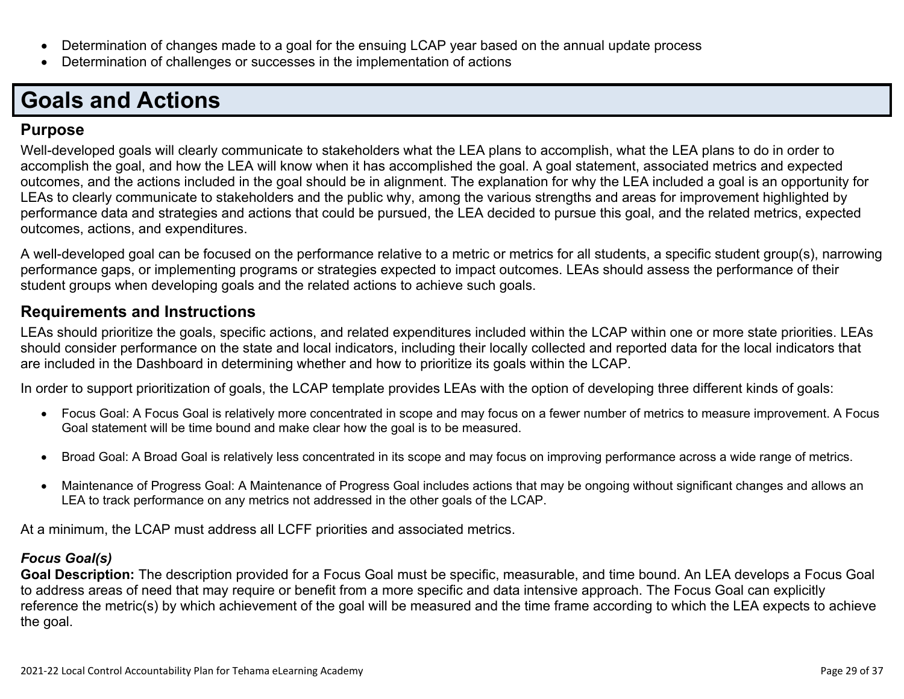- Determination of changes made to a goal for the ensuing LCAP year based on the annual update process
- Determination of challenges or successes in the implementation of actions

# Goals and Actions

## Purpose

Well-developed goals will clearly communicate to stakeholders what the LEA plans to accomplish, what the LEA plans to do in order to accomplish the goal, and how the LEA will know when it has accomplished the goal. A goal statement, associated metrics and expected outcomes, and the actions included in the goal should be in alignment. The explanation for why the LEA included a goal is an opportunity for LEAs to clearly communicate to stakeholders and the public why, among the various strengths and areas for improvement highlighted by performance data and strategies and actions that could be pursued, the LEA decided to pursue this goal, and the related metrics, expected outcomes, actions, and expenditures.

A well-developed goal can be focused on the performance relative to a metric or metrics for all students, a specific student group(s), narrowing performance gaps, or implementing programs or strategies expected to impact outcomes. LEAs should assess the performance of their student groups when developing goals and the related actions to achieve such goals.

## Requirements and Instructions

LEAs should prioritize the goals, specific actions, and related expenditures included within the LCAP within one or more state priorities. LEAs should consider performance on the state and local indicators, including their locally collected and reported data for the local indicators that are included in the Dashboard in determining whether and how to prioritize its goals within the LCAP.

In order to support prioritization of goals, the LCAP template provides LEAs with the option of developing three different kinds of goals:

- Focus Goal: A Focus Goal is relatively more concentrated in scope and may focus on a fewer number of metrics to measure improvement. A Focus Goal statement will be time bound and make clear how the goal is to be measured.
- Broad Goal: A Broad Goal is relatively less concentrated in its scope and may focus on improving performance across a wide range of metrics.
- Maintenance of Progress Goal: A Maintenance of Progress Goal includes actions that may be ongoing without significant changes and allows an LEA to track performance on any metrics not addressed in the other goals of the LCAP.

At a minimum, the LCAP must address all LCFF priorities and associated metrics.

***Focus Goal(s)***

**Goal Description:** The description provided for a Focus Goal must be specific, measurable, and time bound. An LEA develops a Focus Goal to address areas of need that may require or benefit from a more specific and data intensive approach. The Focus Goal can explicitly reference the metric(s) by which achievement of the goal will be measured and the time frame according to which the LEA expects to achieve the goal.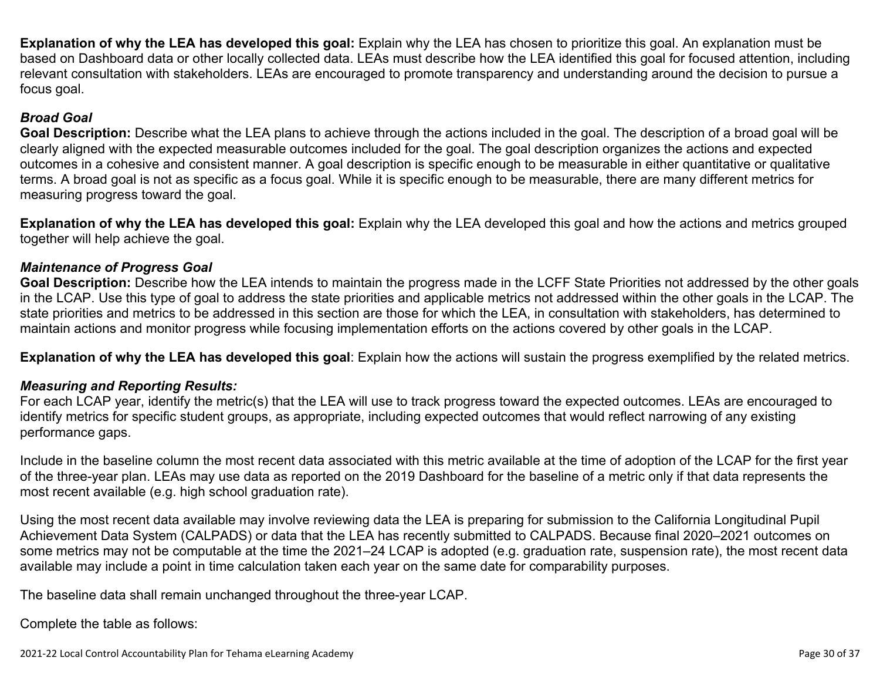**Explanation of why the LEA has developed this goal:** Explain why the LEA has chosen to prioritize this goal. An explanation must be based on Dashboard data or other locally collected data. LEAs must describe how the LEA identified this goal for focused attention, including relevant consultation with stakeholders. LEAs are encouraged to promote transparency and understanding around the decision to pursue a focus goal.

***Broad Goal***

**Goal Description:** Describe what the LEA plans to achieve through the actions included in the goal. The description of a broad goal will be clearly aligned with the expected measurable outcomes included for the goal. The goal description organizes the actions and expected outcomes in a cohesive and consistent manner. A goal description is specific enough to be measurable in either quantitative or qualitative terms. A broad goal is not as specific as a focus goal. While it is specific enough to be measurable, there are many different metrics for measuring progress toward the goal.

**Explanation of why the LEA has developed this goal:** Explain why the LEA developed this goal and how the actions and metrics grouped together will help achieve the goal.

***Maintenance of Progress Goal***

**Goal Description:** Describe how the LEA intends to maintain the progress made in the LCFF State Priorities not addressed by the other goals in the LCAP. Use this type of goal to address the state priorities and applicable metrics not addressed within the other goals in the LCAP. The state priorities and metrics to be addressed in this section are those for which the LEA, in consultation with stakeholders, has determined to maintain actions and monitor progress while focusing implementation efforts on the actions covered by other goals in the LCAP.

**Explanation of why the LEA has developed this goal**: Explain how the actions will sustain the progress exemplified by the related metrics.

***Measuring and Reporting Results:***

For each LCAP year, identify the metric(s) that the LEA will use to track progress toward the expected outcomes. LEAs are encouraged to identify metrics for specific student groups, as appropriate, including expected outcomes that would reflect narrowing of any existing performance gaps.

Include in the baseline column the most recent data associated with this metric available at the time of adoption of the LCAP for the first year of the three-year plan. LEAs may use data as reported on the 2019 Dashboard for the baseline of a metric only if that data represents the most recent available (e.g. high school graduation rate).

Using the most recent data available may involve reviewing data the LEA is preparing for submission to the California Longitudinal Pupil Achievement Data System (CALPADS) or data that the LEA has recently submitted to CALPADS. Because final 2020–2021 outcomes on some metrics may not be computable at the time the 2021–24 LCAP is adopted (e.g. graduation rate, suspension rate), the most recent data available may include a point in time calculation taken each year on the same date for comparability purposes.

The baseline data shall remain unchanged throughout the three-year LCAP.

Complete the table as follows: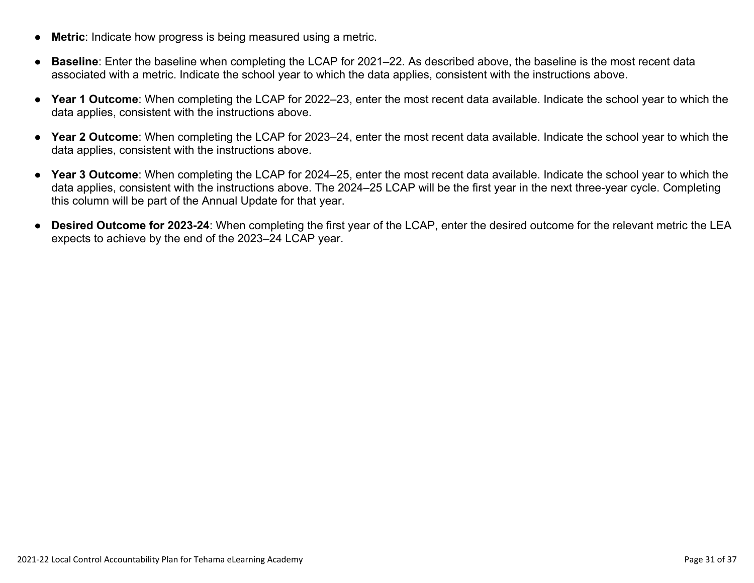- **Metric**: Indicate how progress is being measured using a metric.
- **Baseline**: Enter the baseline when completing the LCAP for 2021–22. As described above, the baseline is the most recent data associated with a metric. Indicate the school year to which the data applies, consistent with the instructions above.
- **Year 1 Outcome**: When completing the LCAP for 2022–23, enter the most recent data available. Indicate the school year to which the data applies, consistent with the instructions above.
- **Year 2 Outcome**: When completing the LCAP for 2023–24, enter the most recent data available. Indicate the school year to which the data applies, consistent with the instructions above.
- **Year 3 Outcome**: When completing the LCAP for 2024–25, enter the most recent data available. Indicate the school year to which the data applies, consistent with the instructions above. The 2024–25 LCAP will be the first year in the next three-year cycle. Completing this column will be part of the Annual Update for that year.
- **Desired Outcome for 2023-24**: When completing the first year of the LCAP, enter the desired outcome for the relevant metric the LEA expects to achieve by the end of the 2023–24 LCAP year.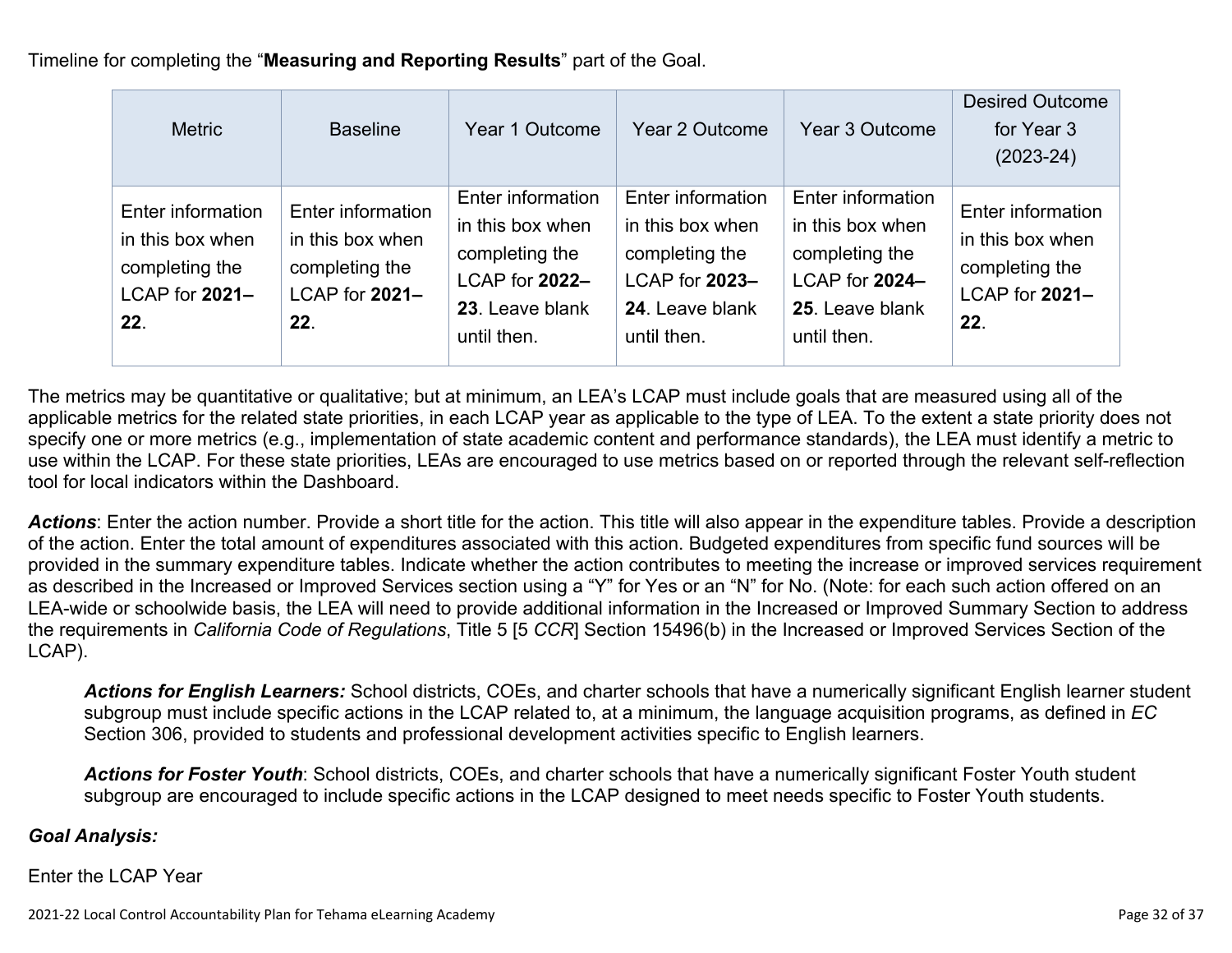Timeline for completing the "**Measuring and Reporting Results**" part of the Goal.

| Metric | Baseline | Year 1 Outcome | Year 2 Outcome | Year 3 Outcome | Desired Outcome for Year 3 (2023-24) |
|---|---|---|---|---|---|
| Enter information in this box when completing the LCAP for **2021–22**. | Enter information in this box when completing the LCAP for **2021–22**. | Enter information in this box when completing the LCAP for **2022–23**. Leave blank until then. | Enter information in this box when completing the LCAP for **2023–24**. Leave blank until then. | Enter information in this box when completing the LCAP for **2024–25**. Leave blank until then. | Enter information in this box when completing the LCAP for **2021–22**. |

The metrics may be quantitative or qualitative; but at minimum, an LEA's LCAP must include goals that are measured using all of the applicable metrics for the related state priorities, in each LCAP year as applicable to the type of LEA. To the extent a state priority does not specify one or more metrics (e.g., implementation of state academic content and performance standards), the LEA must identify a metric to use within the LCAP. For these state priorities, LEAs are encouraged to use metrics based on or reported through the relevant self-reflection tool for local indicators within the Dashboard.

***Actions***: Enter the action number. Provide a short title for the action. This title will also appear in the expenditure tables. Provide a description of the action. Enter the total amount of expenditures associated with this action. Budgeted expenditures from specific fund sources will be provided in the summary expenditure tables. Indicate whether the action contributes to meeting the increase or improved services requirement as described in the Increased or Improved Services section using a "Y" for Yes or an "N" for No. (Note: for each such action offered on an LEA-wide or schoolwide basis, the LEA will need to provide additional information in the Increased or Improved Summary Section to address the requirements in *California Code of Regulations*, Title 5 [5 *CCR*] Section 15496(b) in the Increased or Improved Services Section of the LCAP).

> ***Actions for English Learners:*** School districts, COEs, and charter schools that have a numerically significant English learner student subgroup must include specific actions in the LCAP related to, at a minimum, the language acquisition programs, as defined in *EC* Section 306, provided to students and professional development activities specific to English learners.
>
> ***Actions for Foster Youth***: School districts, COEs, and charter schools that have a numerically significant Foster Youth student subgroup are encouraged to include specific actions in the LCAP designed to meet needs specific to Foster Youth students.

***Goal Analysis:***

Enter the LCAP Year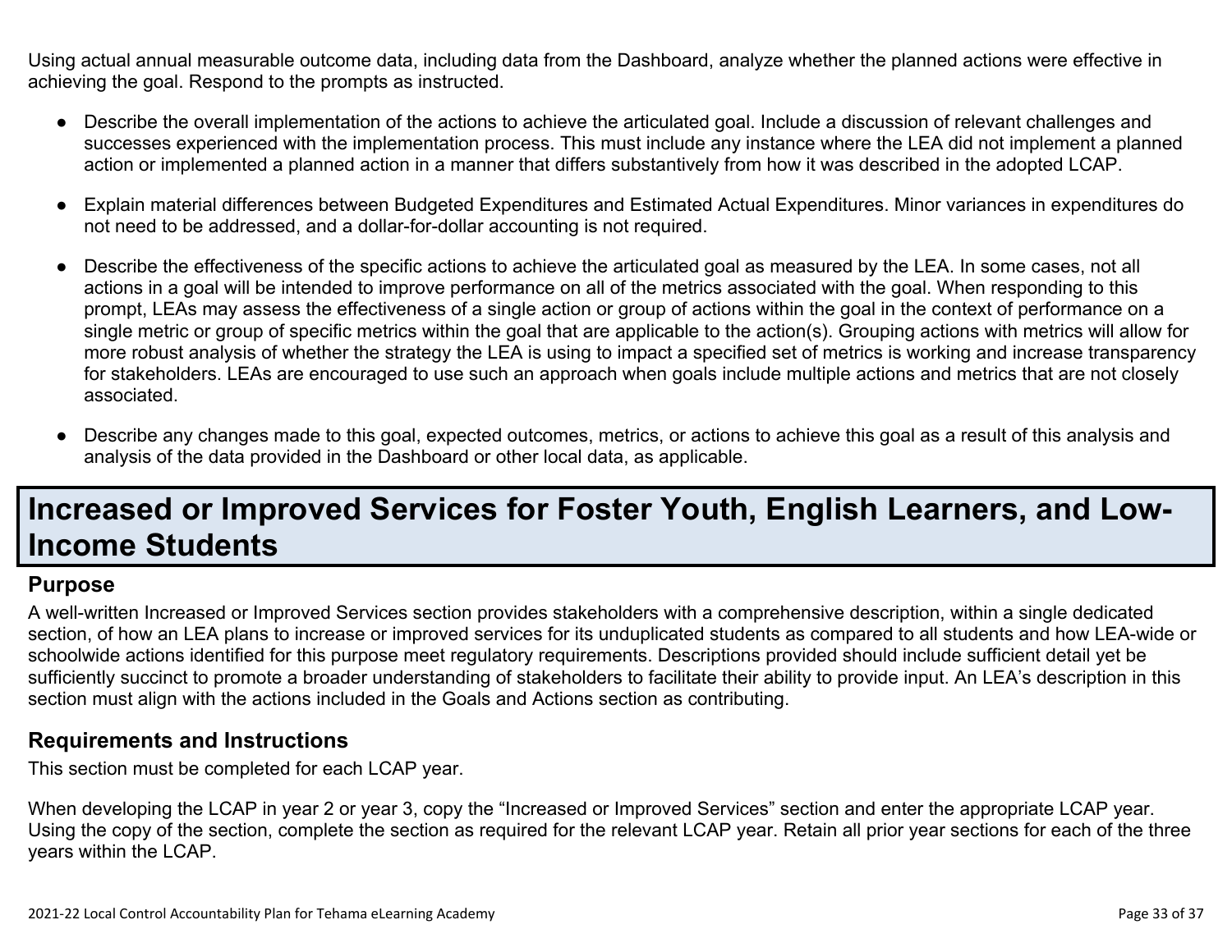Using actual annual measurable outcome data, including data from the Dashboard, analyze whether the planned actions were effective in achieving the goal. Respond to the prompts as instructed.

- Describe the overall implementation of the actions to achieve the articulated goal. Include a discussion of relevant challenges and successes experienced with the implementation process. This must include any instance where the LEA did not implement a planned action or implemented a planned action in a manner that differs substantively from how it was described in the adopted LCAP.
- Explain material differences between Budgeted Expenditures and Estimated Actual Expenditures. Minor variances in expenditures do not need to be addressed, and a dollar-for-dollar accounting is not required.
- Describe the effectiveness of the specific actions to achieve the articulated goal as measured by the LEA. In some cases, not all actions in a goal will be intended to improve performance on all of the metrics associated with the goal. When responding to this prompt, LEAs may assess the effectiveness of a single action or group of actions within the goal in the context of performance on a single metric or group of specific metrics within the goal that are applicable to the action(s). Grouping actions with metrics will allow for more robust analysis of whether the strategy the LEA is using to impact a specified set of metrics is working and increase transparency for stakeholders. LEAs are encouraged to use such an approach when goals include multiple actions and metrics that are not closely associated.
- Describe any changes made to this goal, expected outcomes, metrics, or actions to achieve this goal as a result of this analysis and analysis of the data provided in the Dashboard or other local data, as applicable.

# Increased or Improved Services for Foster Youth, English Learners, and Low-Income Students

## Purpose

A well-written Increased or Improved Services section provides stakeholders with a comprehensive description, within a single dedicated section, of how an LEA plans to increase or improved services for its unduplicated students as compared to all students and how LEA-wide or schoolwide actions identified for this purpose meet regulatory requirements. Descriptions provided should include sufficient detail yet be sufficiently succinct to promote a broader understanding of stakeholders to facilitate their ability to provide input. An LEA's description in this section must align with the actions included in the Goals and Actions section as contributing.

## Requirements and Instructions

This section must be completed for each LCAP year.

When developing the LCAP in year 2 or year 3, copy the "Increased or Improved Services" section and enter the appropriate LCAP year. Using the copy of the section, complete the section as required for the relevant LCAP year. Retain all prior year sections for each of the three years within the LCAP.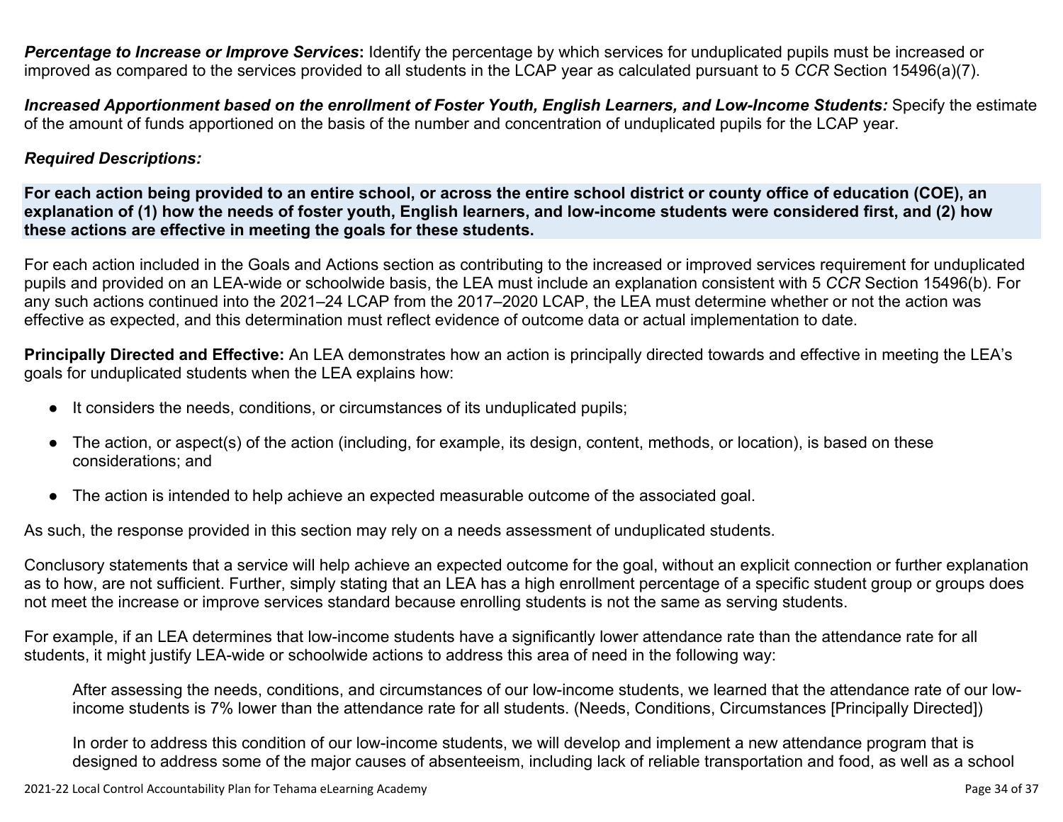***Percentage to Increase or Improve Services*:** Identify the percentage by which services for unduplicated pupils must be increased or improved as compared to the services provided to all students in the LCAP year as calculated pursuant to 5 *CCR* Section 15496(a)(7).

***Increased Apportionment based on the enrollment of Foster Youth, English Learners, and Low-Income Students:*** Specify the estimate of the amount of funds apportioned on the basis of the number and concentration of unduplicated pupils for the LCAP year.

***Required Descriptions:***

**For each action being provided to an entire school, or across the entire school district or county office of education (COE), an explanation of (1) how the needs of foster youth, English learners, and low-income students were considered first, and (2) how these actions are effective in meeting the goals for these students.**

For each action included in the Goals and Actions section as contributing to the increased or improved services requirement for unduplicated pupils and provided on an LEA-wide or schoolwide basis, the LEA must include an explanation consistent with 5 *CCR* Section 15496(b). For any such actions continued into the 2021–24 LCAP from the 2017–2020 LCAP, the LEA must determine whether or not the action was effective as expected, and this determination must reflect evidence of outcome data or actual implementation to date.

**Principally Directed and Effective:** An LEA demonstrates how an action is principally directed towards and effective in meeting the LEA's goals for unduplicated students when the LEA explains how:

- It considers the needs, conditions, or circumstances of its unduplicated pupils;
- The action, or aspect(s) of the action (including, for example, its design, content, methods, or location), is based on these considerations; and
- The action is intended to help achieve an expected measurable outcome of the associated goal.

As such, the response provided in this section may rely on a needs assessment of unduplicated students.

Conclusory statements that a service will help achieve an expected outcome for the goal, without an explicit connection or further explanation as to how, are not sufficient. Further, simply stating that an LEA has a high enrollment percentage of a specific student group or groups does not meet the increase or improve services standard because enrolling students is not the same as serving students.

For example, if an LEA determines that low-income students have a significantly lower attendance rate than the attendance rate for all students, it might justify LEA-wide or schoolwide actions to address this area of need in the following way:

> After assessing the needs, conditions, and circumstances of our low-income students, we learned that the attendance rate of our low-income students is 7% lower than the attendance rate for all students. (Needs, Conditions, Circumstances [Principally Directed])
>
> In order to address this condition of our low-income students, we will develop and implement a new attendance program that is designed to address some of the major causes of absenteeism, including lack of reliable transportation and food, as well as a school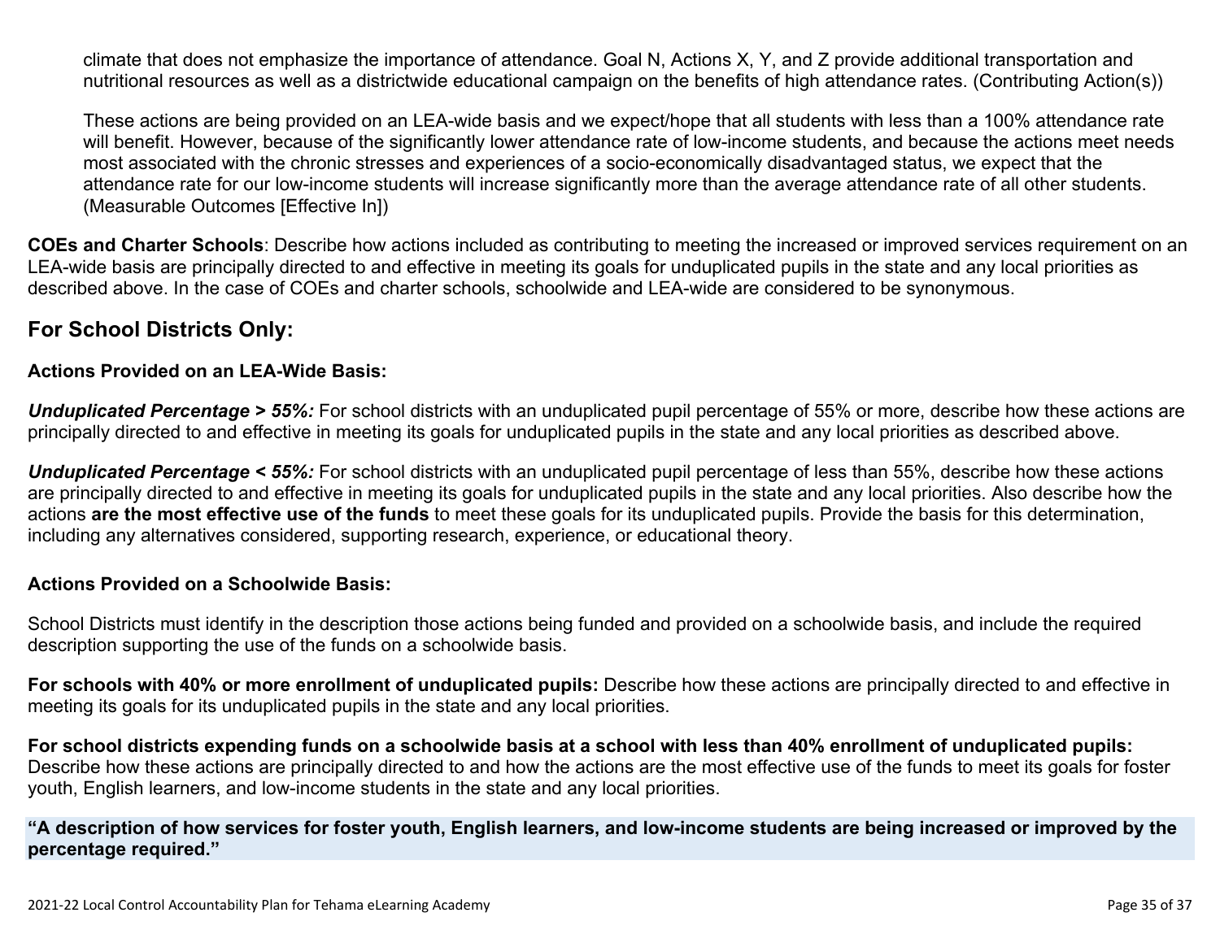climate that does not emphasize the importance of attendance. Goal N, Actions X, Y, and Z provide additional transportation and nutritional resources as well as a districtwide educational campaign on the benefits of high attendance rates. (Contributing Action(s))

These actions are being provided on an LEA-wide basis and we expect/hope that all students with less than a 100% attendance rate will benefit. However, because of the significantly lower attendance rate of low-income students, and because the actions meet needs most associated with the chronic stresses and experiences of a socio-economically disadvantaged status, we expect that the attendance rate for our low-income students will increase significantly more than the average attendance rate of all other students. (Measurable Outcomes [Effective In])

**COEs and Charter Schools**: Describe how actions included as contributing to meeting the increased or improved services requirement on an LEA-wide basis are principally directed to and effective in meeting its goals for unduplicated pupils in the state and any local priorities as described above. In the case of COEs and charter schools, schoolwide and LEA-wide are considered to be synonymous.

## For School Districts Only:

**Actions Provided on an LEA-Wide Basis:**

***Unduplicated Percentage > 55%:*** For school districts with an unduplicated pupil percentage of 55% or more, describe how these actions are principally directed to and effective in meeting its goals for unduplicated pupils in the state and any local priorities as described above.

***Unduplicated Percentage < 55%:*** For school districts with an unduplicated pupil percentage of less than 55%, describe how these actions are principally directed to and effective in meeting its goals for unduplicated pupils in the state and any local priorities. Also describe how the actions **are the most effective use of the funds** to meet these goals for its unduplicated pupils. Provide the basis for this determination, including any alternatives considered, supporting research, experience, or educational theory.

**Actions Provided on a Schoolwide Basis:**

School Districts must identify in the description those actions being funded and provided on a schoolwide basis, and include the required description supporting the use of the funds on a schoolwide basis.

**For schools with 40% or more enrollment of unduplicated pupils:** Describe how these actions are principally directed to and effective in meeting its goals for its unduplicated pupils in the state and any local priorities.

**For school districts expending funds on a schoolwide basis at a school with less than 40% enrollment of unduplicated pupils:** Describe how these actions are principally directed to and how the actions are the most effective use of the funds to meet its goals for foster youth, English learners, and low-income students in the state and any local priorities.

**"A description of how services for foster youth, English learners, and low-income students are being increased or improved by the percentage required."**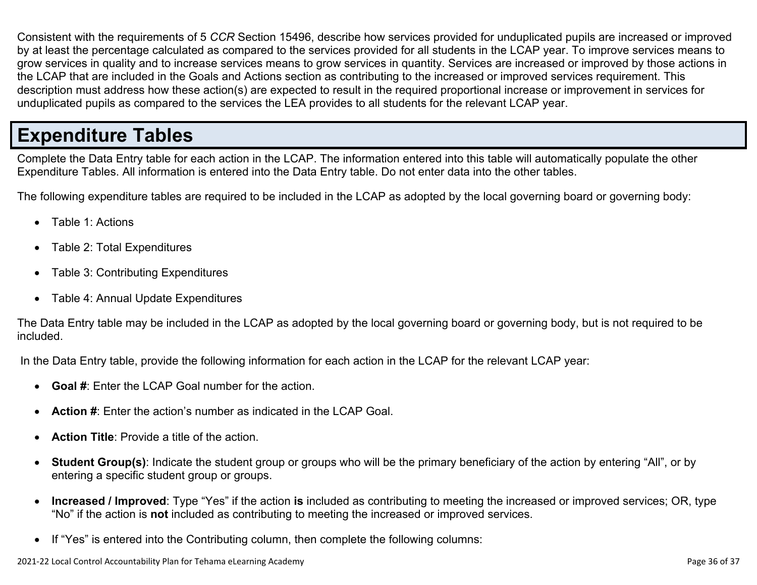Consistent with the requirements of 5 *CCR* Section 15496, describe how services provided for unduplicated pupils are increased or improved by at least the percentage calculated as compared to the services provided for all students in the LCAP year. To improve services means to grow services in quality and to increase services means to grow services in quantity. Services are increased or improved by those actions in the LCAP that are included in the Goals and Actions section as contributing to the increased or improved services requirement. This description must address how these action(s) are expected to result in the required proportional increase or improvement in services for unduplicated pupils as compared to the services the LEA provides to all students for the relevant LCAP year.

# Expenditure Tables

Complete the Data Entry table for each action in the LCAP. The information entered into this table will automatically populate the other Expenditure Tables. All information is entered into the Data Entry table. Do not enter data into the other tables.

The following expenditure tables are required to be included in the LCAP as adopted by the local governing board or governing body:

- Table 1: Actions
- Table 2: Total Expenditures
- Table 3: Contributing Expenditures
- Table 4: Annual Update Expenditures

The Data Entry table may be included in the LCAP as adopted by the local governing board or governing body, but is not required to be included.

In the Data Entry table, provide the following information for each action in the LCAP for the relevant LCAP year:

- **Goal #**: Enter the LCAP Goal number for the action.
- **Action #**: Enter the action's number as indicated in the LCAP Goal.
- **Action Title**: Provide a title of the action.
- **Student Group(s)**: Indicate the student group or groups who will be the primary beneficiary of the action by entering "All", or by entering a specific student group or groups.
- **Increased / Improved**: Type "Yes" if the action **is** included as contributing to meeting the increased or improved services; OR, type "No" if the action is **not** included as contributing to meeting the increased or improved services.
- If "Yes" is entered into the Contributing column, then complete the following columns: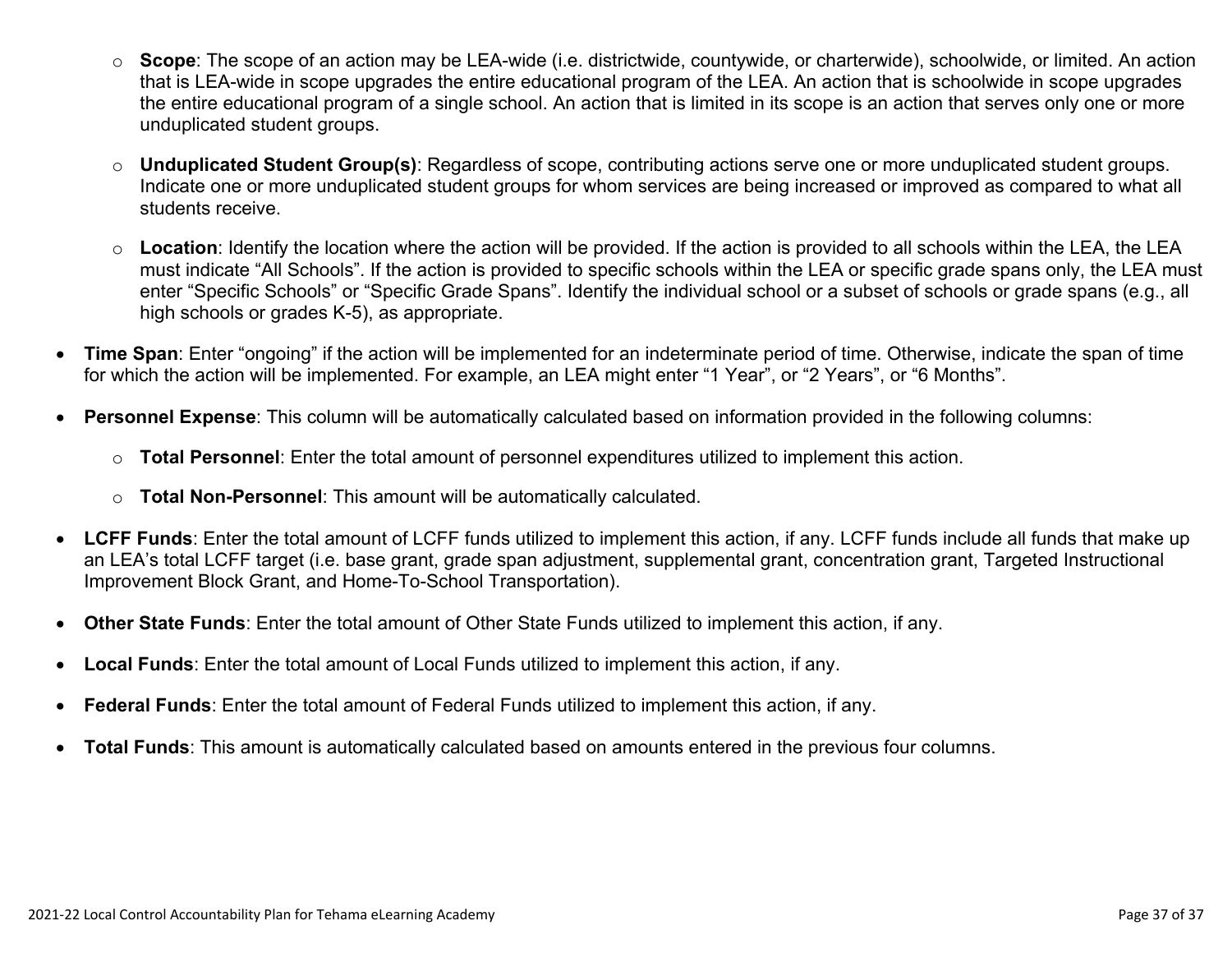- **Scope**: The scope of an action may be LEA-wide (i.e. districtwide, countywide, or charterwide), schoolwide, or limited. An action that is LEA-wide in scope upgrades the entire educational program of the LEA. An action that is schoolwide in scope upgrades the entire educational program of a single school. An action that is limited in its scope is an action that serves only one or more unduplicated student groups.
  - **Unduplicated Student Group(s)**: Regardless of scope, contributing actions serve one or more unduplicated student groups. Indicate one or more unduplicated student groups for whom services are being increased or improved as compared to what all students receive.
  - **Location**: Identify the location where the action will be provided. If the action is provided to all schools within the LEA, the LEA must indicate "All Schools". If the action is provided to specific schools within the LEA or specific grade spans only, the LEA must enter "Specific Schools" or "Specific Grade Spans". Identify the individual school or a subset of schools or grade spans (e.g., all high schools or grades K-5), as appropriate.
- **Time Span**: Enter "ongoing" if the action will be implemented for an indeterminate period of time. Otherwise, indicate the span of time for which the action will be implemented. For example, an LEA might enter "1 Year", or "2 Years", or "6 Months".
- **Personnel Expense**: This column will be automatically calculated based on information provided in the following columns:
  - **Total Personnel**: Enter the total amount of personnel expenditures utilized to implement this action.
  - **Total Non-Personnel**: This amount will be automatically calculated.
- **LCFF Funds**: Enter the total amount of LCFF funds utilized to implement this action, if any. LCFF funds include all funds that make up an LEA's total LCFF target (i.e. base grant, grade span adjustment, supplemental grant, concentration grant, Targeted Instructional Improvement Block Grant, and Home-To-School Transportation).
- **Other State Funds**: Enter the total amount of Other State Funds utilized to implement this action, if any.
- **Local Funds**: Enter the total amount of Local Funds utilized to implement this action, if any.
- **Federal Funds**: Enter the total amount of Federal Funds utilized to implement this action, if any.
- **Total Funds**: This amount is automatically calculated based on amounts entered in the previous four columns.